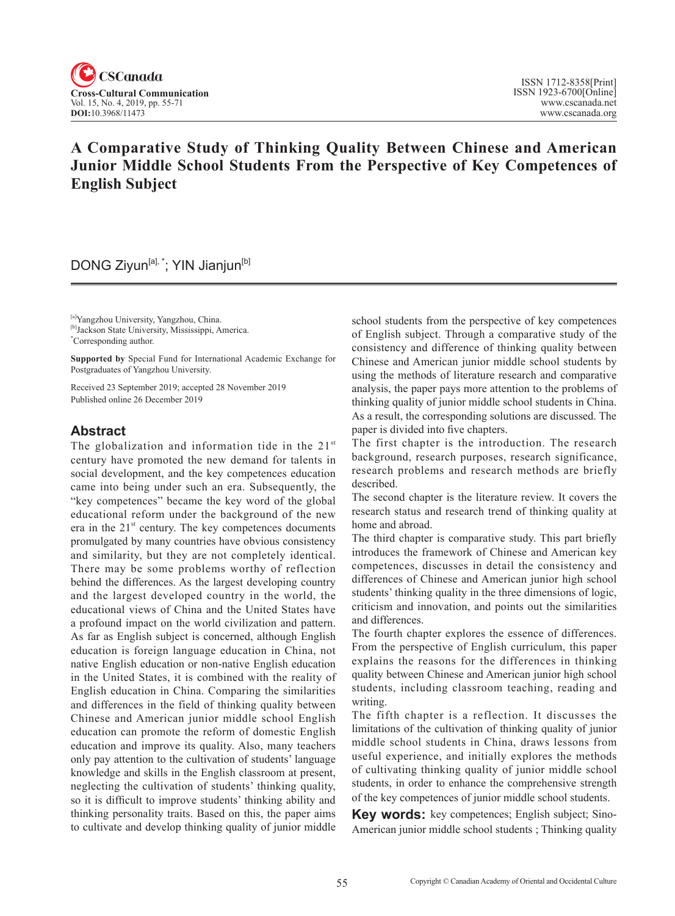# A Comparative Study of Thinking Quality Between Chinese and American Junior Middle School Students From the Perspective of Key Competences of English Subject

DONG Ziyun[a],*; YIN Jianjun[b]

[a]Yangzhou University, Yangzhou, China.
[b]Jackson State University, Mississippi, America.
*Corresponding author.

**Supported by** Special Fund for International Academic Exchange for Postgraduates of Yangzhou University.

Received 23 September 2019; accepted 28 November 2019
Published online 26 December 2019

## Abstract

The globalization and information tide in the 21st century have promoted the new demand for talents in social development, and the key competences education came into being under such an era. Subsequently, the "key competences" became the key word of the global educational reform under the background of the new era in the 21st century. The key competences documents promulgated by many countries have obvious consistency and similarity, but they are not completely identical. There may be some problems worthy of reflection behind the differences. As the largest developing country and the largest developed country in the world, the educational views of China and the United States have a profound impact on the world civilization and pattern. As far as English subject is concerned, although English education is foreign language education in China, not native English education or non-native English education in the United States, it is combined with the reality of English education in China. Comparing the similarities and differences in the field of thinking quality between Chinese and American junior middle school English education can promote the reform of domestic English education and improve its quality. Also, many teachers only pay attention to the cultivation of students' language knowledge and skills in the English classroom at present, neglecting the cultivation of students' thinking quality, so it is difficult to improve students' thinking ability and thinking personality traits. Based on this, the paper aims to cultivate and develop thinking quality of junior middle school students from the perspective of key competences of English subject. Through a comparative study of the consistency and difference of thinking quality between Chinese and American junior middle school students by using the methods of literature research and comparative analysis, the paper pays more attention to the problems of thinking quality of junior middle school students in China. As a result, the corresponding solutions are discussed. The paper is divided into five chapters.

The first chapter is the introduction. The research background, research purposes, research significance, research problems and research methods are briefly described.

The second chapter is the literature review. It covers the research status and research trend of thinking quality at home and abroad.

The third chapter is comparative study. This part briefly introduces the framework of Chinese and American key competences, discusses in detail the consistency and differences of Chinese and American junior high school students' thinking quality in the three dimensions of logic, criticism and innovation, and points out the similarities and differences.

The fourth chapter explores the essence of differences. From the perspective of English curriculum, this paper explains the reasons for the differences in thinking quality between Chinese and American junior high school students, including classroom teaching, reading and writing.

The fifth chapter is a reflection. It discusses the limitations of the cultivation of thinking quality of junior middle school students in China, draws lessons from useful experience, and initially explores the methods of cultivating thinking quality of junior middle school students, in order to enhance the comprehensive strength of the key competences of junior middle school students.

**Key words:** key competences; English subject; Sino-American junior middle school students ; Thinking quality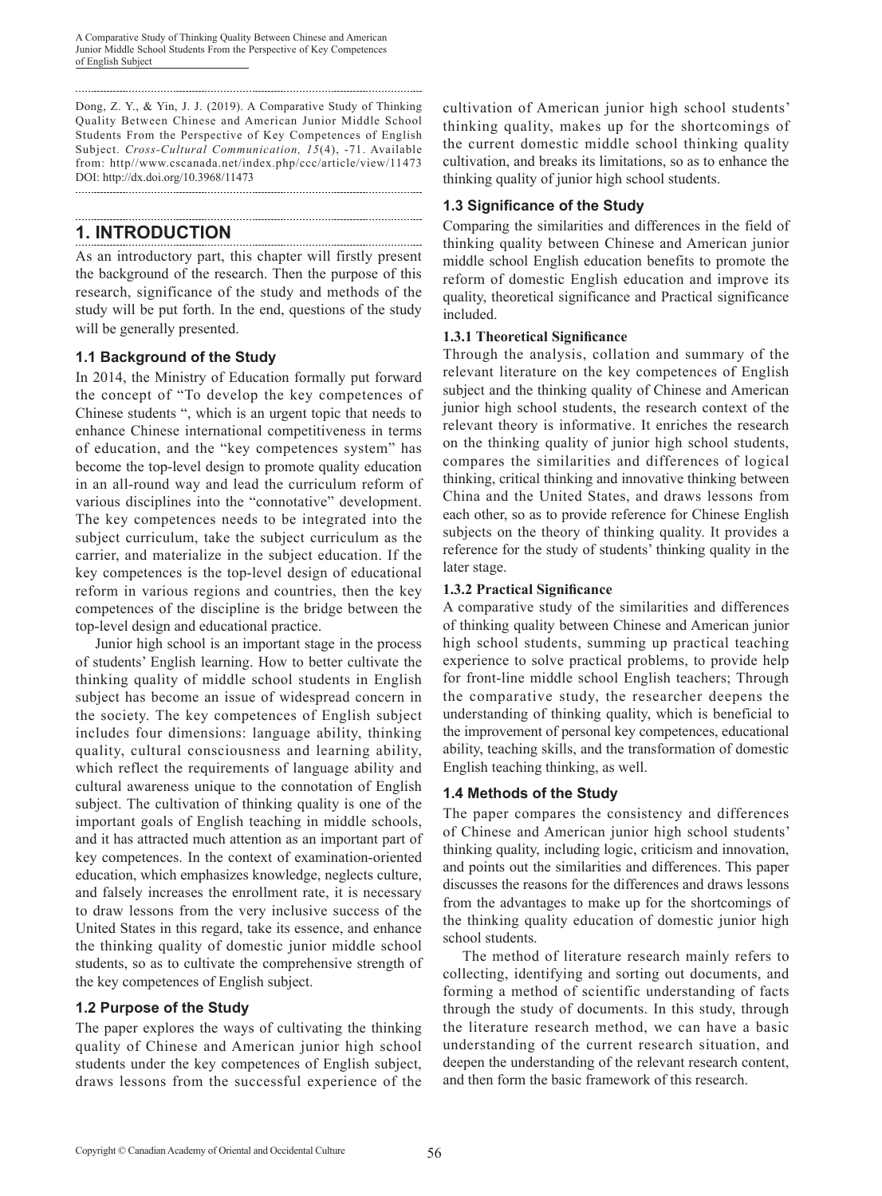Dong, Z. Y., & Yin, J. J. (2019). A Comparative Study of Thinking Quality Between Chinese and American Junior Middle School Students From the Perspective of Key Competences of English Subject. *Cross-Cultural Communication, 15*(4), -71. Available from: http//www.cscanada.net/index.php/ccc/article/view/11473 DOI: http://dx.doi.org/10.3968/11473

## 1. INTRODUCTION

As an introductory part, this chapter will firstly present the background of the research. Then the purpose of this research, significance of the study and methods of the study will be put forth. In the end, questions of the study will be generally presented.

### 1.1 Background of the Study

In 2014, the Ministry of Education formally put forward the concept of "To develop the key competences of Chinese students ", which is an urgent topic that needs to enhance Chinese international competitiveness in terms of education, and the "key competences system" has become the top-level design to promote quality education in an all-round way and lead the curriculum reform of various disciplines into the "connotative" development. The key competences needs to be integrated into the subject curriculum, take the subject curriculum as the carrier, and materialize in the subject education. If the key competences is the top-level design of educational reform in various regions and countries, then the key competences of the discipline is the bridge between the top-level design and educational practice.

Junior high school is an important stage in the process of students' English learning. How to better cultivate the thinking quality of middle school students in English subject has become an issue of widespread concern in the society. The key competences of English subject includes four dimensions: language ability, thinking quality, cultural consciousness and learning ability, which reflect the requirements of language ability and cultural awareness unique to the connotation of English subject. The cultivation of thinking quality is one of the important goals of English teaching in middle schools, and it has attracted much attention as an important part of key competences. In the context of examination-oriented education, which emphasizes knowledge, neglects culture, and falsely increases the enrollment rate, it is necessary to draw lessons from the very inclusive success of the United States in this regard, take its essence, and enhance the thinking quality of domestic junior middle school students, so as to cultivate the comprehensive strength of the key competences of English subject.

### 1.2 Purpose of the Study

The paper explores the ways of cultivating the thinking quality of Chinese and American junior high school students under the key competences of English subject, draws lessons from the successful experience of the cultivation of American junior high school students' thinking quality, makes up for the shortcomings of the current domestic middle school thinking quality cultivation, and breaks its limitations, so as to enhance the thinking quality of junior high school students.

### 1.3 Significance of the Study

Comparing the similarities and differences in the field of thinking quality between Chinese and American junior middle school English education benefits to promote the reform of domestic English education and improve its quality, theoretical significance and Practical significance included.

#### 1.3.1 Theoretical Significance

Through the analysis, collation and summary of the relevant literature on the key competences of English subject and the thinking quality of Chinese and American junior high school students, the research context of the relevant theory is informative. It enriches the research on the thinking quality of junior high school students, compares the similarities and differences of logical thinking, critical thinking and innovative thinking between China and the United States, and draws lessons from each other, so as to provide reference for Chinese English subjects on the theory of thinking quality. It provides a reference for the study of students' thinking quality in the later stage.

#### 1.3.2 Practical Significance

A comparative study of the similarities and differences of thinking quality between Chinese and American junior high school students, summing up practical teaching experience to solve practical problems, to provide help for front-line middle school English teachers; Through the comparative study, the researcher deepens the understanding of thinking quality, which is beneficial to the improvement of personal key competences, educational ability, teaching skills, and the transformation of domestic English teaching thinking, as well.

### 1.4 Methods of the Study

The paper compares the consistency and differences of Chinese and American junior high school students' thinking quality, including logic, criticism and innovation, and points out the similarities and differences. This paper discusses the reasons for the differences and draws lessons from the advantages to make up for the shortcomings of the thinking quality education of domestic junior high school students.

The method of literature research mainly refers to collecting, identifying and sorting out documents, and forming a method of scientific understanding of facts through the study of documents. In this study, through the literature research method, we can have a basic understanding of the current research situation, and deepen the understanding of the relevant research content, and then form the basic framework of this research.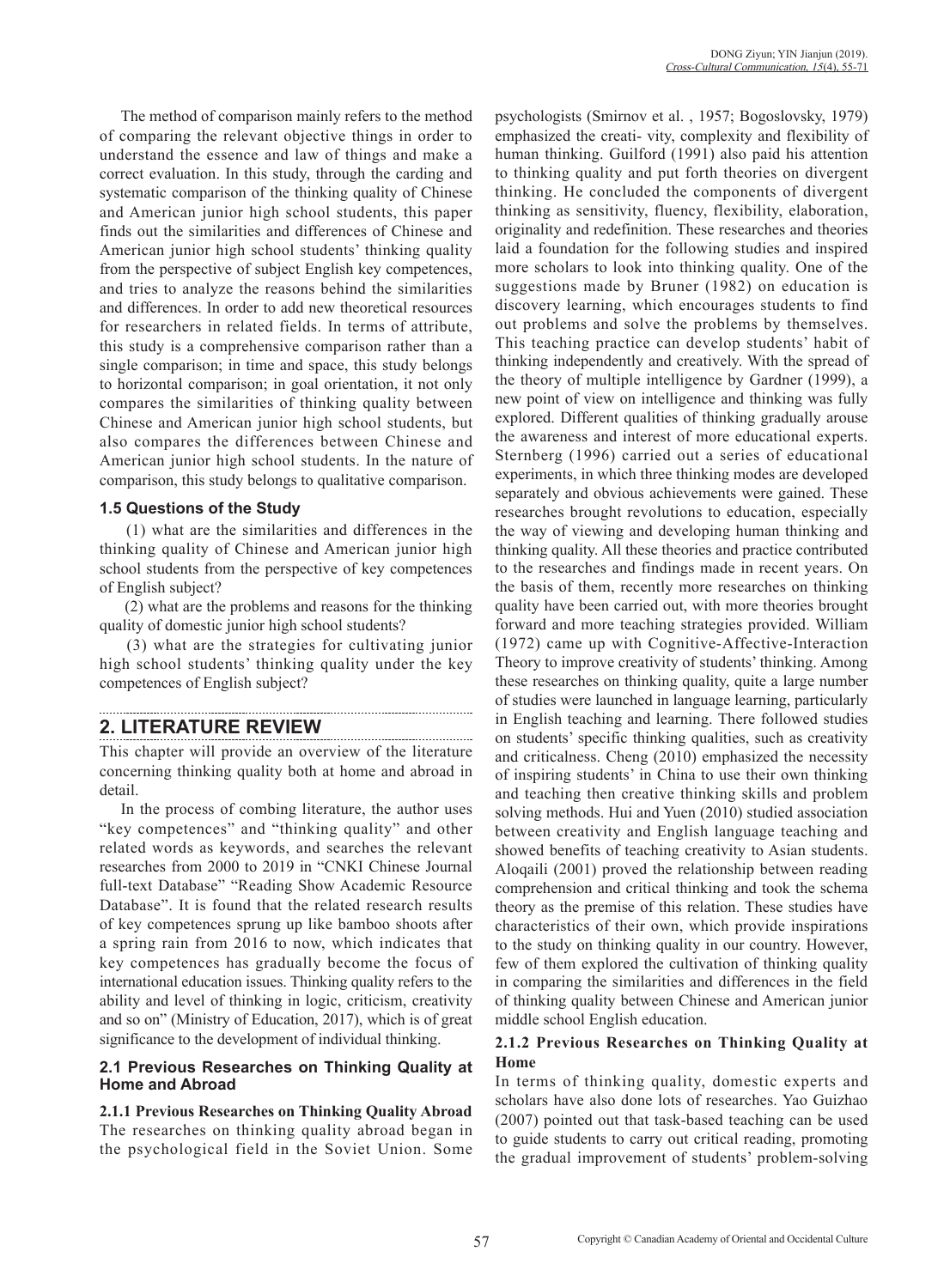The method of comparison mainly refers to the method of comparing the relevant objective things in order to understand the essence and law of things and make a correct evaluation. In this study, through the carding and systematic comparison of the thinking quality of Chinese and American junior high school students, this paper finds out the similarities and differences of Chinese and American junior high school students' thinking quality from the perspective of subject English key competences, and tries to analyze the reasons behind the similarities and differences. In order to add new theoretical resources for researchers in related fields. In terms of attribute, this study is a comprehensive comparison rather than a single comparison; in time and space, this study belongs to horizontal comparison; in goal orientation, it not only compares the similarities of thinking quality between Chinese and American junior high school students, but also compares the differences between Chinese and American junior high school students. In the nature of comparison, this study belongs to qualitative comparison.

### 1.5 Questions of the Study

(1) what are the similarities and differences in the thinking quality of Chinese and American junior high school students from the perspective of key competences of English subject?

(2) what are the problems and reasons for the thinking quality of domestic junior high school students?

(3) what are the strategies for cultivating junior high school students' thinking quality under the key competences of English subject?

## 2. LITERATURE REVIEW

This chapter will provide an overview of the literature concerning thinking quality both at home and abroad in detail.

In the process of combing literature, the author uses "key competences" and "thinking quality" and other related words as keywords, and searches the relevant researches from 2000 to 2019 in "CNKI Chinese Journal full-text Database" "Reading Show Academic Resource Database". It is found that the related research results of key competences sprung up like bamboo shoots after a spring rain from 2016 to now, which indicates that key competences has gradually become the focus of international education issues. Thinking quality refers to the ability and level of thinking in logic, criticism, creativity and so on" (Ministry of Education, 2017), which is of great significance to the development of individual thinking.

### 2.1 Previous Researches on Thinking Quality at Home and Abroad

#### 2.1.1 Previous Researches on Thinking Quality Abroad

The researches on thinking quality abroad began in the psychological field in the Soviet Union. Some psychologists (Smirnov et al. , 1957; Bogoslovsky, 1979) emphasized the creati- vity, complexity and flexibility of human thinking. Guilford (1991) also paid his attention to thinking quality and put forth theories on divergent thinking. He concluded the components of divergent thinking as sensitivity, fluency, flexibility, elaboration, originality and redefinition. These researches and theories laid a foundation for the following studies and inspired more scholars to look into thinking quality. One of the suggestions made by Bruner (1982) on education is discovery learning, which encourages students to find out problems and solve the problems by themselves. This teaching practice can develop students' habit of thinking independently and creatively. With the spread of the theory of multiple intelligence by Gardner (1999), a new point of view on intelligence and thinking was fully explored. Different qualities of thinking gradually arouse the awareness and interest of more educational experts. Sternberg (1996) carried out a series of educational experiments, in which three thinking modes are developed separately and obvious achievements were gained. These researches brought revolutions to education, especially the way of viewing and developing human thinking and thinking quality. All these theories and practice contributed to the researches and findings made in recent years. On the basis of them, recently more researches on thinking quality have been carried out, with more theories brought forward and more teaching strategies provided. William (1972) came up with Cognitive-Affective-Interaction Theory to improve creativity of students' thinking. Among these researches on thinking quality, quite a large number of studies were launched in language learning, particularly in English teaching and learning. There followed studies on students' specific thinking qualities, such as creativity and criticalness. Cheng (2010) emphasized the necessity of inspiring students' in China to use their own thinking and teaching then creative thinking skills and problem solving methods. Hui and Yuen (2010) studied association between creativity and English language teaching and showed benefits of teaching creativity to Asian students. Aloqaili (2001) proved the relationship between reading comprehension and critical thinking and took the schema theory as the premise of this relation. These studies have characteristics of their own, which provide inspirations to the study on thinking quality in our country. However, few of them explored the cultivation of thinking quality in comparing the similarities and differences in the field of thinking quality between Chinese and American junior middle school English education.

#### 2.1.2 Previous Researches on Thinking Quality at Home

In terms of thinking quality, domestic experts and scholars have also done lots of researches. Yao Guizhao (2007) pointed out that task-based teaching can be used to guide students to carry out critical reading, promoting the gradual improvement of students' problem-solving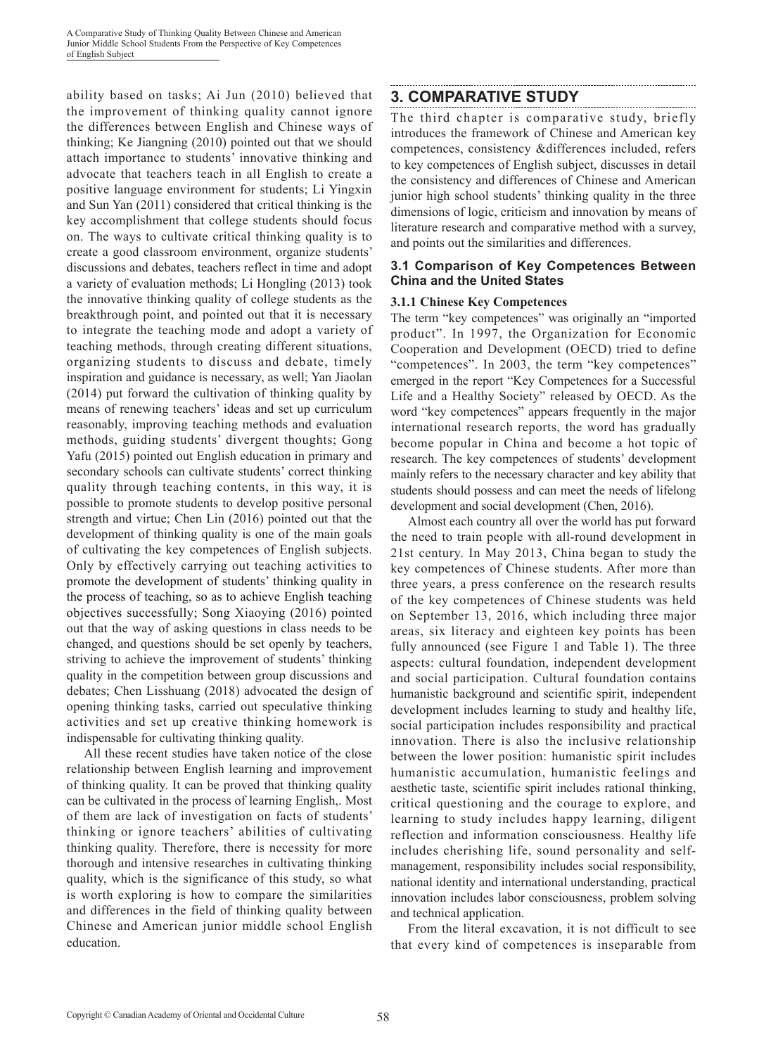ability based on tasks; Ai Jun (2010) believed that the improvement of thinking quality cannot ignore the differences between English and Chinese ways of thinking; Ke Jiangning (2010) pointed out that we should attach importance to students' innovative thinking and advocate that teachers teach in all English to create a positive language environment for students; Li Yingxin and Sun Yan (2011) considered that critical thinking is the key accomplishment that college students should focus on. The ways to cultivate critical thinking quality is to create a good classroom environment, organize students' discussions and debates, teachers reflect in time and adopt a variety of evaluation methods; Li Hongling (2013) took the innovative thinking quality of college students as the breakthrough point, and pointed out that it is necessary to integrate the teaching mode and adopt a variety of teaching methods, through creating different situations, organizing students to discuss and debate, timely inspiration and guidance is necessary, as well; Yan Jiaolan (2014) put forward the cultivation of thinking quality by means of renewing teachers' ideas and set up curriculum reasonably, improving teaching methods and evaluation methods, guiding students' divergent thoughts; Gong Yafu (2015) pointed out English education in primary and secondary schools can cultivate students' correct thinking quality through teaching contents, in this way, it is possible to promote students to develop positive personal strength and virtue; Chen Lin (2016) pointed out that the development of thinking quality is one of the main goals of cultivating the key competences of English subjects. Only by effectively carrying out teaching activities to promote the development of students' thinking quality in the process of teaching, so as to achieve English teaching objectives successfully; Song Xiaoying (2016) pointed out that the way of asking questions in class needs to be changed, and questions should be set openly by teachers, striving to achieve the improvement of students' thinking quality in the competition between group discussions and debates; Chen Lisshuang (2018) advocated the design of opening thinking tasks, carried out speculative thinking activities and set up creative thinking homework is indispensable for cultivating thinking quality.

All these recent studies have taken notice of the close relationship between English learning and improvement of thinking quality. It can be proved that thinking quality can be cultivated in the process of learning English,. Most of them are lack of investigation on facts of students' thinking or ignore teachers' abilities of cultivating thinking quality. Therefore, there is necessity for more thorough and intensive researches in cultivating thinking quality, which is the significance of this study, so what is worth exploring is how to compare the similarities and differences in the field of thinking quality between Chinese and American junior middle school English education.

## 3. COMPARATIVE STUDY

The third chapter is comparative study, briefly introduces the framework of Chinese and American key competences, consistency &differences included, refers to key competences of English subject, discusses in detail the consistency and differences of Chinese and American junior high school students' thinking quality in the three dimensions of logic, criticism and innovation by means of literature research and comparative method with a survey, and points out the similarities and differences.

### 3.1 Comparison of Key Competences Between China and the United States

#### 3.1.1 Chinese Key Competences

The term "key competences" was originally an "imported product". In 1997, the Organization for Economic Cooperation and Development (OECD) tried to define "competences". In 2003, the term "key competences" emerged in the report "Key Competences for a Successful Life and a Healthy Society" released by OECD. As the word "key competences" appears frequently in the major international research reports, the word has gradually become popular in China and become a hot topic of research. The key competences of students' development mainly refers to the necessary character and key ability that students should possess and can meet the needs of lifelong development and social development (Chen, 2016).

Almost each country all over the world has put forward the need to train people with all-round development in 21st century. In May 2013, China began to study the key competences of Chinese students. After more than three years, a press conference on the research results of the key competences of Chinese students was held on September 13, 2016, which including three major areas, six literacy and eighteen key points has been fully announced (see Figure 1 and Table 1). The three aspects: cultural foundation, independent development and social participation. Cultural foundation contains humanistic background and scientific spirit, independent development includes learning to study and healthy life, social participation includes responsibility and practical innovation. There is also the inclusive relationship between the lower position: humanistic spirit includes humanistic accumulation, humanistic feelings and aesthetic taste, scientific spirit includes rational thinking, critical questioning and the courage to explore, and learning to study includes happy learning, diligent reflection and information consciousness. Healthy life includes cherishing life, sound personality and self-management, responsibility includes social responsibility, national identity and international understanding, practical innovation includes labor consciousness, problem solving and technical application.

From the literal excavation, it is not difficult to see that every kind of competences is inseparable from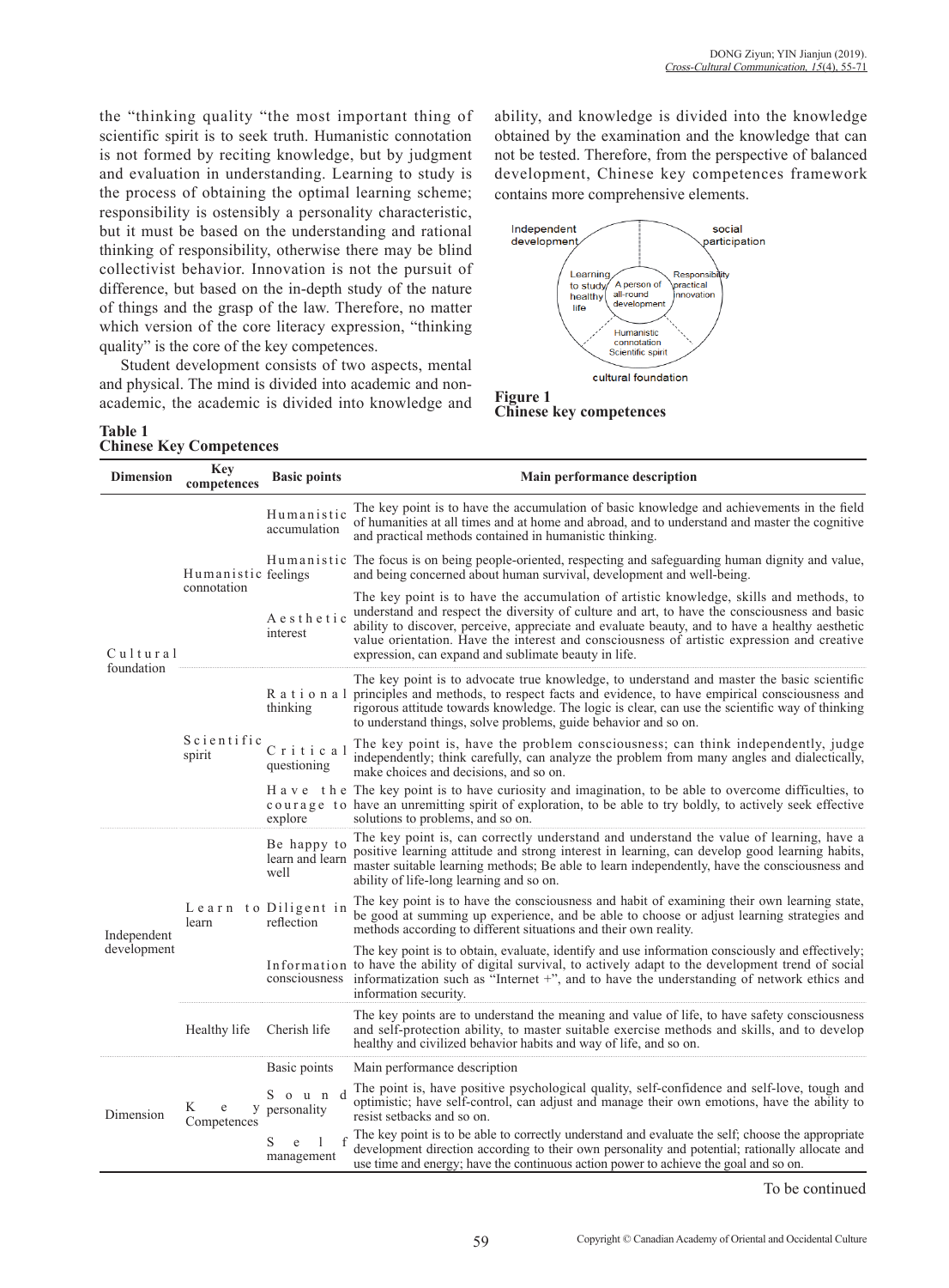the "thinking quality "the most important thing of scientific spirit is to seek truth. Humanistic connotation is not formed by reciting knowledge, but by judgment and evaluation in understanding. Learning to study is the process of obtaining the optimal learning scheme; responsibility is ostensibly a personality characteristic, but it must be based on the understanding and rational thinking of responsibility, otherwise there may be blind collectivist behavior. Innovation is not the pursuit of difference, but based on the in-depth study of the nature of things and the grasp of the law. Therefore, no matter which version of the core literacy expression, "thinking quality" is the core of the key competences.

Student development consists of two aspects, mental and physical. The mind is divided into academic and non-academic, the academic is divided into knowledge and ability, and knowledge is divided into the knowledge obtained by the examination and the knowledge that can not be tested. Therefore, from the perspective of balanced development, Chinese key competences framework contains more comprehensive elements.

Independent development | social participation | Learning to study | healthy life | A person of all-round development | Responsibility | practical innovation | Humanistic connotation | Scientific spirit | cultural foundation

**Figure 1**
**Chinese key competences**

**Table 1**
**Chinese Key Competences**

| Dimension | Key competences | Basic points | Main performance description |
|---|---|---|---|
| Cultural foundation | Humanistic connotation | Humanistic accumulation | The key point is to have the accumulation of basic knowledge and achievements in the field of humanities at all times and at home and abroad, and to understand and master the cognitive and practical methods contained in humanistic thinking. |
| | | Humanistic feelings | The focus is on being people-oriented, respecting and safeguarding human dignity and value, and being concerned about human survival, development and well-being. |
| | | Aesthetic interest | The key point is to have the accumulation of artistic knowledge, skills and methods, to understand and respect the diversity of culture and art, to have the consciousness and basic ability to discover, perceive, appreciate and evaluate beauty, and to have a healthy aesthetic value orientation. Have the interest and consciousness of artistic expression and creative expression, can expand and sublimate beauty in life. |
| | Scientific spirit | Rational thinking | The key point is to advocate true knowledge, to understand and master the basic scientific principles and methods, to respect facts and evidence, to have empirical consciousness and rigorous attitude towards knowledge. The logic is clear, can use the scientific way of thinking to understand things, solve problems, guide behavior and so on. |
| | | Critical questioning | The key point is, have the problem consciousness; can think independently, judge independently; think carefully, can analyze the problem from many angles and dialectically, make choices and decisions, and so on. |
| | | Have the courage to explore | The key point is to have curiosity and imagination, to be able to overcome difficulties, to have an unremitting spirit of exploration, to be able to try boldly, to actively seek effective solutions to problems, and so on. |
| Independent development | Learn to learn | Be happy to learn and learn well | The key point is, can correctly understand and understand the value of learning, have a positive learning attitude and strong interest in learning, can develop good learning habits, master suitable learning methods; Be able to learn independently, have the consciousness and ability of life-long learning and so on. |
| | | Diligent in reflection | The key point is to have the consciousness and habit of examining their own learning state, be good at summing up experience, and be able to choose or adjust learning strategies and methods according to different situations and their own reality. |
| | | Information consciousness | The key point is to obtain, evaluate, identify and use information consciously and effectively; to have the ability of digital survival, to actively adapt to the development trend of social informatization such as "Internet +", and to have the understanding of network ethics and information security. |
| | Healthy life | Cherish life | The key points are to understand the meaning and value of life, to have safety consciousness and self-protection ability, to master suitable exercise methods and skills, and to develop healthy and civilized behavior habits and way of life, and so on. |
| Dimension | Key Competences | Basic points | Main performance description |
| | | Sound personality | The point is, have positive psychological quality, self-confidence and self-love, tough and optimistic; have self-control, can adjust and manage their own emotions, have the ability to resist setbacks and so on. |
| | | Self management | The key point is to be able to correctly understand and evaluate the self; choose the appropriate development direction according to their own personality and potential; rationally allocate and use time and energy; have the continuous action power to achieve the goal and so on. |

To be continued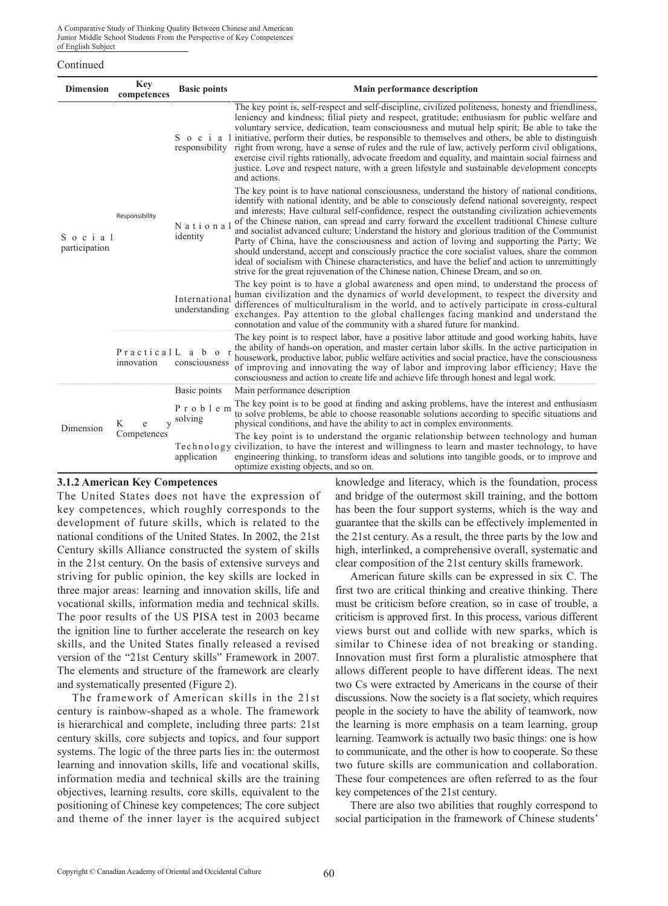Continued

| Dimension | Key competences | Basic points | Main performance description |
|---|---|---|---|
| Social participation | Responsibility | Social responsibility | The key point is, self-respect and self-discipline, civilized politeness, honesty and friendliness, leniency and kindness; filial piety and respect, gratitude; enthusiasm for public welfare and voluntary service, dedication, team consciousness and mutual help spirit; Be able to take the initiative, perform their duties, be responsible to themselves and others, be able to distinguish right from wrong, have a sense of rules and the rule of law, actively perform civil obligations, exercise civil rights rationally, advocate freedom and equality, and maintain social fairness and justice. Love and respect nature, with a green lifestyle and sustainable development concepts and actions. |
| | | National identity | The key point is to have national consciousness, understand the history of national conditions, identify with national identity, and be able to consciously defend national sovereignty, respect and interests; Have cultural self-confidence, respect the outstanding civilization achievements of the Chinese nation, can spread and carry forward the excellent traditional Chinese culture and socialist advanced culture; Understand the history and glorious tradition of the Communist Party of China, have the consciousness and action of loving and supporting the Party; We should understand, accept and consciously practice the core socialist values, share the common ideal of socialism with Chinese characteristics, and have the belief and action to unremittingly strive for the great rejuvenation of the Chinese nation, Chinese Dream, and so on. |
| | | International understanding | The key point is to have a global awareness and open mind, to understand the process of human civilization and the dynamics of world development, to respect the diversity and differences of multiculturalism in the world, and to actively participate in cross-cultural exchanges. Pay attention to the global challenges facing mankind and understand the connotation and value of the community with a shared future for mankind. |
| | Practical innovation | Labor consciousness | The key point is to respect labor, have a positive labor attitude and good working habits, have the ability of hands-on operation, and master certain labor skills. In the active participation in housework, productive labor, public welfare activities and social practice, have the consciousness of improving and innovating the way of labor and improving labor efficiency; Have the consciousness and action to create life and achieve life through honest and legal work. |
| Dimension | Key Competences | Basic points | Main performance description |
| | | Problem solving | The key point is to be good at finding and asking problems, have the interest and enthusiasm to solve problems, be able to choose reasonable solutions according to specific situations and physical conditions, and have the ability to act in complex environments. |
| | | Technology application | The key point is to understand the organic relationship between technology and human civilization, to have the interest and willingness to learn and master technology, to have engineering thinking, to transform ideas and solutions into tangible goods, or to improve and optimize existing objects, and so on. |

### 3.1.2 American Key Competences

The United States does not have the expression of key competences, which roughly corresponds to the development of future skills, which is related to the national conditions of the United States. In 2002, the 21st Century skills Alliance constructed the system of skills in the 21st century. On the basis of extensive surveys and striving for public opinion, the key skills are locked in three major areas: learning and innovation skills, life and vocational skills, information media and technical skills. The poor results of the US PISA test in 2003 became the ignition line to further accelerate the research on key skills, and the United States finally released a revised version of the "21st Century skills" Framework in 2007. The elements and structure of the framework are clearly and systematically presented (Figure 2).

The framework of American skills in the 21st century is rainbow-shaped as a whole. The framework is hierarchical and complete, including three parts: 21st century skills, core subjects and topics, and four support systems. The logic of the three parts lies in: the outermost learning and innovation skills, life and vocational skills, information media and technical skills are the training objectives, learning results, core skills, equivalent to the positioning of Chinese key competences; The core subject and theme of the inner layer is the acquired subject knowledge and literacy, which is the foundation, process and bridge of the outermost skill training, and the bottom has been the four support systems, which is the way and guarantee that the skills can be effectively implemented in the 21st century. As a result, the three parts by the low and high, interlinked, a comprehensive overall, systematic and clear composition of the 21st century skills framework.

American future skills can be expressed in six C. The first two are critical thinking and creative thinking. There must be criticism before creation, so in case of trouble, a criticism is approved first. In this process, various different views burst out and collide with new sparks, which is similar to Chinese idea of not breaking or standing. Innovation must first form a pluralistic atmosphere that allows different people to have different ideas. The next two Cs were extracted by Americans in the course of their discussions. Now the society is a flat society, which requires people in the society to have the ability of teamwork, now the learning is more emphasis on a team learning, group learning. Teamwork is actually two basic things: one is how to communicate, and the other is how to cooperate. So these two future skills are communication and collaboration. These four competences are often referred to as the four key competences of the 21st century.

There are also two abilities that roughly correspond to social participation in the framework of Chinese students'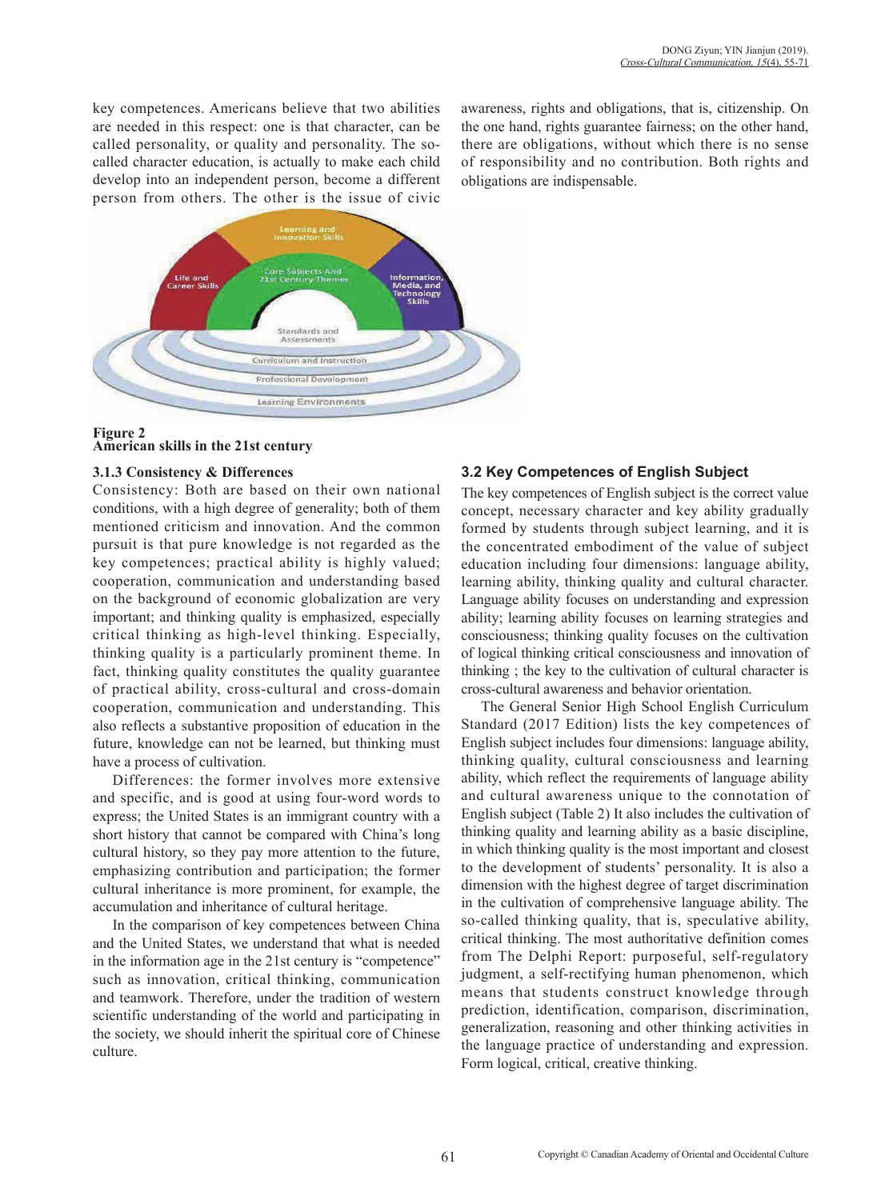key competences. Americans believe that two abilities are needed in this respect: one is that character, can be called personality, or quality and personality. The so-called character education, is actually to make each child develop into an independent person, become a different person from others. The other is the issue of civic awareness, rights and obligations, that is, citizenship. On the one hand, rights guarantee fairness; on the other hand, there are obligations, without which there is no sense of responsibility and no contribution. Both rights and obligations are indispensable.

**Figure 2**
**American skills in the 21st century**

### 3.1.3 Consistency & Differences

Consistency: Both are based on their own national conditions, with a high degree of generality; both of them mentioned criticism and innovation. And the common pursuit is that pure knowledge is not regarded as the key competences; practical ability is highly valued; cooperation, communication and understanding based on the background of economic globalization are very important; and thinking quality is emphasized, especially critical thinking as high-level thinking. Especially, thinking quality is a particularly prominent theme. In fact, thinking quality constitutes the quality guarantee of practical ability, cross-cultural and cross-domain cooperation, communication and understanding. This also reflects a substantive proposition of education in the future, knowledge can not be learned, but thinking must have a process of cultivation.

Differences: the former involves more extensive and specific, and is good at using four-word words to express; the United States is an immigrant country with a short history that cannot be compared with China's long cultural history, so they pay more attention to the future, emphasizing contribution and participation; the former cultural inheritance is more prominent, for example, the accumulation and inheritance of cultural heritage.

In the comparison of key competences between China and the United States, we understand that what is needed in the information age in the 21st century is "competence" such as innovation, critical thinking, communication and teamwork. Therefore, under the tradition of western scientific understanding of the world and participating in the society, we should inherit the spiritual core of Chinese culture.

## 3.2 Key Competences of English Subject

The key competences of English subject is the correct value concept, necessary character and key ability gradually formed by students through subject learning, and it is the concentrated embodiment of the value of subject education including four dimensions: language ability, learning ability, thinking quality and cultural character. Language ability focuses on understanding and expression ability; learning ability focuses on learning strategies and consciousness; thinking quality focuses on the cultivation of logical thinking critical consciousness and innovation of thinking ; the key to the cultivation of cultural character is cross-cultural awareness and behavior orientation.

The General Senior High School English Curriculum Standard (2017 Edition) lists the key competences of English subject includes four dimensions: language ability, thinking quality, cultural consciousness and learning ability, which reflect the requirements of language ability and cultural awareness unique to the connotation of English subject (Table 2) It also includes the cultivation of thinking quality and learning ability as a basic discipline, in which thinking quality is the most important and closest to the development of students' personality. It is also a dimension with the highest degree of target discrimination in the cultivation of comprehensive language ability. The so-called thinking quality, that is, speculative ability, critical thinking. The most authoritative definition comes from The Delphi Report: purposeful, self-regulatory judgment, a self-rectifying human phenomenon, which means that students construct knowledge through prediction, identification, comparison, discrimination, generalization, reasoning and other thinking activities in the language practice of understanding and expression. Form logical, critical, creative thinking.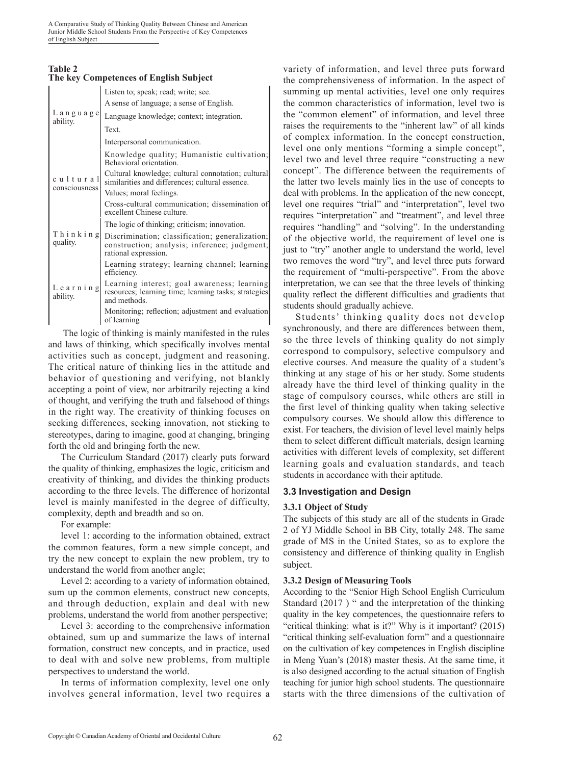**Table 2**
**The key Competences of English Subject**

| | |
|---|---|
| Language ability. | Listen to; speak; read; write; see. |
| | A sense of language; a sense of English. |
| | Language knowledge; context; integration. |
| | Text. |
| | Interpersonal communication. |
| cultural consciousness | Knowledge quality; Humanistic cultivation; Behavioral orientation. |
| | Cultural knowledge; cultural connotation; cultural similarities and differences; cultural essence. |
| | Values; moral feelings. |
| | Cross-cultural communication; dissemination of excellent Chinese culture. |
| Thinking quality. | The logic of thinking; criticism; innovation. |
| | Discrimination; classification; generalization; construction; analysis; inference; judgment; rational expression. |
| Learning ability. | Learning strategy; learning channel; learning efficiency. |
| | Learning interest; goal awareness; learning resources; learning time; learning tasks; strategies and methods. |
| | Monitoring; reflection; adjustment and evaluation of learning |

The logic of thinking is mainly manifested in the rules and laws of thinking, which specifically involves mental activities such as concept, judgment and reasoning. The critical nature of thinking lies in the attitude and behavior of questioning and verifying, not blankly accepting a point of view, nor arbitrarily rejecting a kind of thought, and verifying the truth and falsehood of things in the right way. The creativity of thinking focuses on seeking differences, seeking innovation, not sticking to stereotypes, daring to imagine, good at changing, bringing forth the old and bringing forth the new.

The Curriculum Standard (2017) clearly puts forward the quality of thinking, emphasizes the logic, criticism and creativity of thinking, and divides the thinking products according to the three levels. The difference of horizontal level is mainly manifested in the degree of difficulty, complexity, depth and breadth and so on.

For example:

level 1: according to the information obtained, extract the common features, form a new simple concept, and try the new concept to explain the new problem, try to understand the world from another angle;

Level 2: according to a variety of information obtained, sum up the common elements, construct new concepts, and through deduction, explain and deal with new problems, understand the world from another perspective;

Level 3: according to the comprehensive information obtained, sum up and summarize the laws of internal formation, construct new concepts, and in practice, used to deal with and solve new problems, from multiple perspectives to understand the world.

In terms of information complexity, level one only involves general information, level two requires a variety of information, and level three puts forward the comprehensiveness of information. In the aspect of summing up mental activities, level one only requires the common characteristics of information, level two is the "common element" of information, and level three raises the requirements to the "inherent law" of all kinds of complex information. In the concept construction, level one only mentions "forming a simple concept", level two and level three require "constructing a new concept". The difference between the requirements of the latter two levels mainly lies in the use of concepts to deal with problems. In the application of the new concept, level one requires "trial" and "interpretation", level two requires "interpretation" and "treatment", and level three requires "handling" and "solving". In the understanding of the objective world, the requirement of level one is just to "try" another angle to understand the world, level two removes the word "try", and level three puts forward the requirement of "multi-perspective". From the above interpretation, we can see that the three levels of thinking quality reflect the different difficulties and gradients that students should gradually achieve.

Students' thinking quality does not develop synchronously, and there are differences between them, so the three levels of thinking quality do not simply correspond to compulsory, selective compulsory and elective courses. And measure the quality of a student's thinking at any stage of his or her study. Some students already have the third level of thinking quality in the stage of compulsory courses, while others are still in the first level of thinking quality when taking selective compulsory courses. We should allow this difference to exist. For teachers, the division of level level mainly helps them to select different difficult materials, design learning activities with different levels of complexity, set different learning goals and evaluation standards, and teach students in accordance with their aptitude.

### 3.3 Investigation and Design

#### 3.3.1 Object of Study

The subjects of this study are all of the students in Grade 2 of YJ Middle School in BB City, totally 248. The same grade of MS in the United States, so as to explore the consistency and difference of thinking quality in English subject.

#### 3.3.2 Design of Measuring Tools

According to the "Senior High School English Curriculum Standard (2017 ) " and the interpretation of the thinking quality in the key competences, the questionnaire refers to "critical thinking: what is it?" Why is it important? (2015) "critical thinking self-evaluation form" and a questionnaire on the cultivation of key competences in English discipline in Meng Yuan's (2018) master thesis. At the same time, it is also designed according to the actual situation of English teaching for junior high school students. The questionnaire starts with the three dimensions of the cultivation of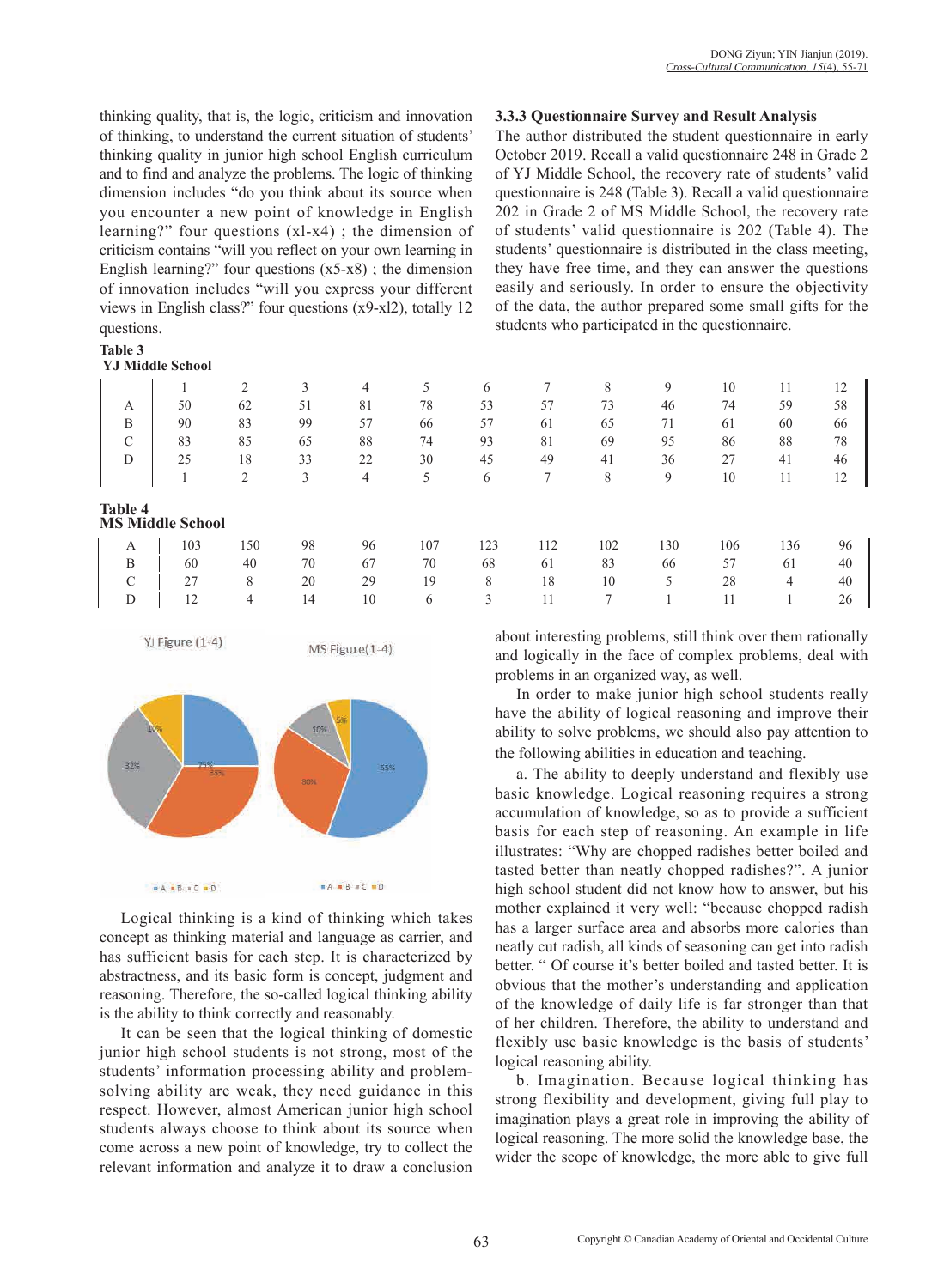thinking quality, that is, the logic, criticism and innovation of thinking, to understand the current situation of students' thinking quality in junior high school English curriculum and to find and analyze the problems. The logic of thinking dimension includes "do you think about its source when you encounter a new point of knowledge in English learning?" four questions (xl-x4) ; the dimension of criticism contains "will you reflect on your own learning in English learning?" four questions (x5-x8) ; the dimension of innovation includes "will you express your different views in English class?" four questions (x9-xl2), totally 12 questions.

**Table 3**
**YJ Middle School**

| | 1 | 2 | 3 | 4 | 5 | 6 | 7 | 8 | 9 | 10 | 11 | 12 |
|---|---|---|---|---|---|---|---|---|---|---|---|---|
| A | 50 | 62 | 51 | 81 | 78 | 53 | 57 | 73 | 46 | 74 | 59 | 58 |
| B | 90 | 83 | 99 | 57 | 66 | 57 | 61 | 65 | 71 | 61 | 60 | 66 |
| C | 83 | 85 | 65 | 88 | 74 | 93 | 81 | 69 | 95 | 86 | 88 | 78 |
| D | 25 | 18 | 33 | 22 | 30 | 45 | 49 | 41 | 36 | 27 | 41 | 46 |
| | 1 | 2 | 3 | 4 | 5 | 6 | 7 | 8 | 9 | 10 | 11 | 12 |

**Table 4**
**MS Middle School**

| | | | | | | | | | | | | |
|---|---|---|---|---|---|---|---|---|---|---|---|---|
| A | 103 | 150 | 98 | 96 | 107 | 123 | 112 | 102 | 130 | 106 | 136 | 96 |
| B | 60 | 40 | 70 | 67 | 70 | 68 | 61 | 83 | 66 | 57 | 61 | 40 |
| C | 27 | 8 | 20 | 29 | 19 | 8 | 18 | 10 | 5 | 28 | 4 | 40 |
| D | 12 | 4 | 14 | 10 | 6 | 3 | 11 | 7 | 1 | 11 | 1 | 26 |

YJ Figure (1-4) MS Figure(1-4)

Logical thinking is a kind of thinking which takes concept as thinking material and language as carrier, and has sufficient basis for each step. It is characterized by abstractness, and its basic form is concept, judgment and reasoning. Therefore, the so-called logical thinking ability is the ability to think correctly and reasonably.

It can be seen that the logical thinking of domestic junior high school students is not strong, most of the students' information processing ability and problem-solving ability are weak, they need guidance in this respect. However, almost American junior high school students always choose to think about its source when come across a new point of knowledge, try to collect the relevant information and analyze it to draw a conclusion about interesting problems, still think over them rationally and logically in the face of complex problems, deal with problems in an organized way, as well.

In order to make junior high school students really have the ability of logical reasoning and improve their ability to solve problems, we should also pay attention to the following abilities in education and teaching.

a. The ability to deeply understand and flexibly use basic knowledge. Logical reasoning requires a strong accumulation of knowledge, so as to provide a sufficient basis for each step of reasoning. An example in life illustrates: "Why are chopped radishes better boiled and tasted better than neatly chopped radishes?". A junior high school student did not know how to answer, but his mother explained it very well: "because chopped radish has a larger surface area and absorbs more calories than neatly cut radish, all kinds of seasoning can get into radish better. " Of course it's better boiled and tasted better. It is obvious that the mother's understanding and application of the knowledge of daily life is far stronger than that of her children. Therefore, the ability to understand and flexibly use basic knowledge is the basis of students' logical reasoning ability.

b. Imagination. Because logical thinking has strong flexibility and development, giving full play to imagination plays a great role in improving the ability of logical reasoning. The more solid the knowledge base, the wider the scope of knowledge, the more able to give full

### 3.3.3 Questionnaire Survey and Result Analysis

The author distributed the student questionnaire in early October 2019. Recall a valid questionnaire 248 in Grade 2 of YJ Middle School, the recovery rate of students' valid questionnaire is 248 (Table 3). Recall a valid questionnaire 202 in Grade 2 of MS Middle School, the recovery rate of students' valid questionnaire is 202 (Table 4). The students' questionnaire is distributed in the class meeting, they have free time, and they can answer the questions easily and seriously. In order to ensure the objectivity of the data, the author prepared some small gifts for the students who participated in the questionnaire.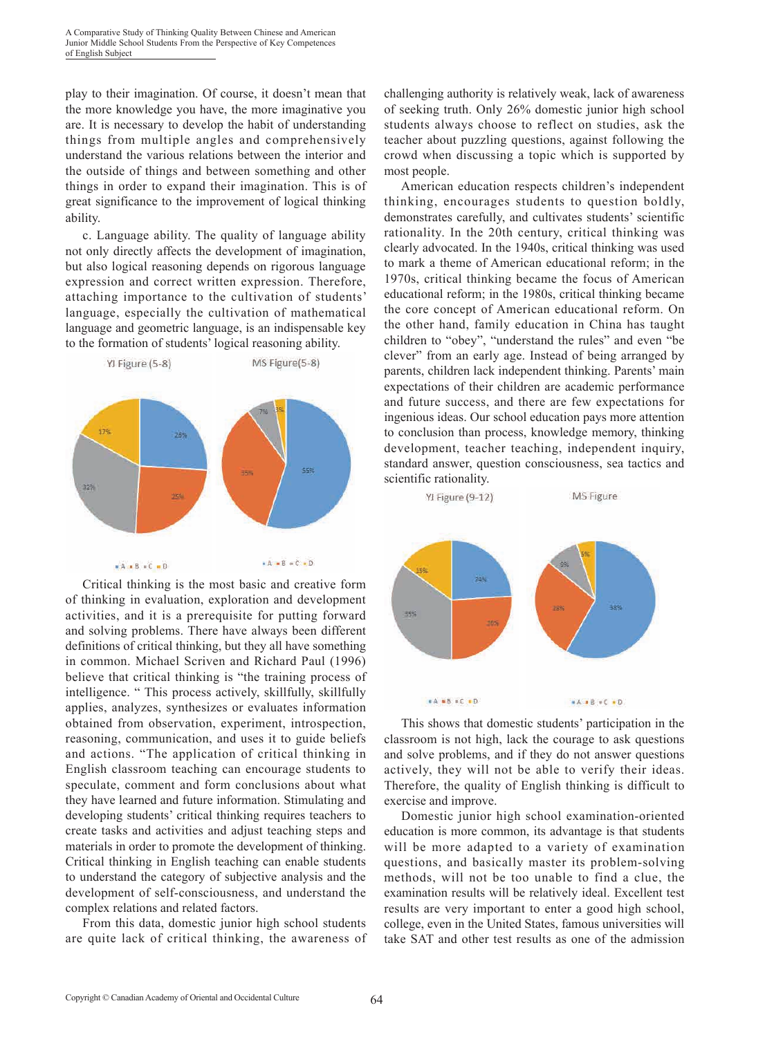play to their imagination. Of course, it doesn't mean that the more knowledge you have, the more imaginative you are. It is necessary to develop the habit of understanding things from multiple angles and comprehensively understand the various relations between the interior and the outside of things and between something and other things in order to expand their imagination. This is of great significance to the improvement of logical thinking ability.

c. Language ability. The quality of language ability not only directly affects the development of imagination, but also logical reasoning depends on rigorous language expression and correct written expression. Therefore, attaching importance to the cultivation of students' language, especially the cultivation of mathematical language and geometric language, is an indispensable key to the formation of students' logical reasoning ability.

YJ Figure (5-8) MS Figure(5-8)

Critical thinking is the most basic and creative form of thinking in evaluation, exploration and development activities, and it is a prerequisite for putting forward and solving problems. There have always been different definitions of critical thinking, but they all have something in common. Michael Scriven and Richard Paul (1996) believe that critical thinking is "the training process of intelligence. " This process actively, skillfully, skillfully applies, analyzes, synthesizes or evaluates information obtained from observation, experiment, introspection, reasoning, communication, and uses it to guide beliefs and actions. "The application of critical thinking in English classroom teaching can encourage students to speculate, comment and form conclusions about what they have learned and future information. Stimulating and developing students' critical thinking requires teachers to create tasks and activities and adjust teaching steps and materials in order to promote the development of thinking. Critical thinking in English teaching can enable students to understand the category of subjective analysis and the development of self-consciousness, and understand the complex relations and related factors.

From this data, domestic junior high school students are quite lack of critical thinking, the awareness of challenging authority is relatively weak, lack of awareness of seeking truth. Only 26% domestic junior high school students always choose to reflect on studies, ask the teacher about puzzling questions, against following the crowd when discussing a topic which is supported by most people.

American education respects children's independent thinking, encourages students to question boldly, demonstrates carefully, and cultivates students' scientific rationality. In the 20th century, critical thinking was clearly advocated. In the 1940s, critical thinking was used to mark a theme of American educational reform; in the 1970s, critical thinking became the focus of American educational reform; in the 1980s, critical thinking became the core concept of American educational reform. On the other hand, family education in China has taught children to "obey", "understand the rules" and even "be clever" from an early age. Instead of being arranged by parents, children lack independent thinking. Parents' main expectations of their children are academic performance and future success, and there are few expectations for ingenious ideas. Our school education pays more attention to conclusion than process, knowledge memory, thinking development, teacher teaching, independent inquiry, standard answer, question consciousness, sea tactics and scientific rationality.

YJ Figure (9-12) MS Figure

This shows that domestic students' participation in the classroom is not high, lack the courage to ask questions and solve problems, and if they do not answer questions actively, they will not be able to verify their ideas. Therefore, the quality of English thinking is difficult to exercise and improve.

Domestic junior high school examination-oriented education is more common, its advantage is that students will be more adapted to a variety of examination questions, and basically master its problem-solving methods, will not be too unable to find a clue, the examination results will be relatively ideal. Excellent test results are very important to enter a good high school, college, even in the United States, famous universities will take SAT and other test results as one of the admission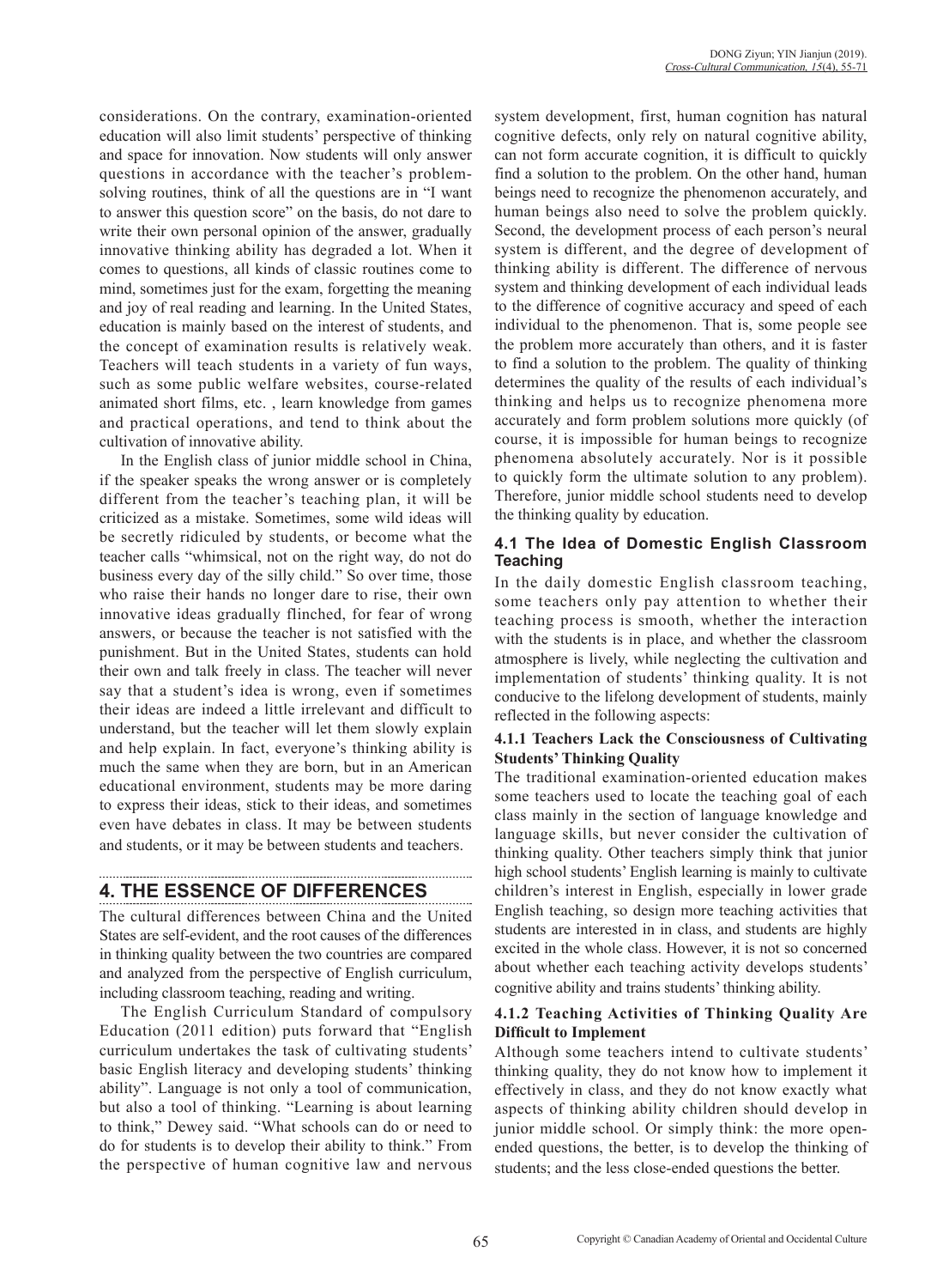considerations. On the contrary, examination-oriented education will also limit students' perspective of thinking and space for innovation. Now students will only answer questions in accordance with the teacher's problem-solving routines, think of all the questions are in "I want to answer this question score" on the basis, do not dare to write their own personal opinion of the answer, gradually innovative thinking ability has degraded a lot. When it comes to questions, all kinds of classic routines come to mind, sometimes just for the exam, forgetting the meaning and joy of real reading and learning. In the United States, education is mainly based on the interest of students, and the concept of examination results is relatively weak. Teachers will teach students in a variety of fun ways, such as some public welfare websites, course-related animated short films, etc. , learn knowledge from games and practical operations, and tend to think about the cultivation of innovative ability.

In the English class of junior middle school in China, if the speaker speaks the wrong answer or is completely different from the teacher's teaching plan, it will be criticized as a mistake. Sometimes, some wild ideas will be secretly ridiculed by students, or become what the teacher calls "whimsical, not on the right way, do not do business every day of the silly child." So over time, those who raise their hands no longer dare to rise, their own innovative ideas gradually flinched, for fear of wrong answers, or because the teacher is not satisfied with the punishment. But in the United States, students can hold their own and talk freely in class. The teacher will never say that a student's idea is wrong, even if sometimes their ideas are indeed a little irrelevant and difficult to understand, but the teacher will let them slowly explain and help explain. In fact, everyone's thinking ability is much the same when they are born, but in an American educational environment, students may be more daring to express their ideas, stick to their ideas, and sometimes even have debates in class. It may be between students and students, or it may be between students and teachers.

## 4. THE ESSENCE OF DIFFERENCES

The cultural differences between China and the United States are self-evident, and the root causes of the differences in thinking quality between the two countries are compared and analyzed from the perspective of English curriculum, including classroom teaching, reading and writing.

The English Curriculum Standard of compulsory Education (2011 edition) puts forward that "English curriculum undertakes the task of cultivating students' basic English literacy and developing students' thinking ability". Language is not only a tool of communication, but also a tool of thinking. "Learning is about learning to think," Dewey said. "What schools can do or need to do for students is to develop their ability to think." From the perspective of human cognitive law and nervous system development, first, human cognition has natural cognitive defects, only rely on natural cognitive ability, can not form accurate cognition, it is difficult to quickly find a solution to the problem. On the other hand, human beings need to recognize the phenomenon accurately, and human beings also need to solve the problem quickly. Second, the development process of each person's neural system is different, and the degree of development of thinking ability is different. The difference of nervous system and thinking development of each individual leads to the difference of cognitive accuracy and speed of each individual to the phenomenon. That is, some people see the problem more accurately than others, and it is faster to find a solution to the problem. The quality of thinking determines the quality of the results of each individual's thinking and helps us to recognize phenomena more accurately and form problem solutions more quickly (of course, it is impossible for human beings to recognize phenomena absolutely accurately. Nor is it possible to quickly form the ultimate solution to any problem). Therefore, junior middle school students need to develop the thinking quality by education.

### 4.1 The Idea of Domestic English Classroom Teaching

In the daily domestic English classroom teaching, some teachers only pay attention to whether their teaching process is smooth, whether the interaction with the students is in place, and whether the classroom atmosphere is lively, while neglecting the cultivation and implementation of students' thinking quality. It is not conducive to the lifelong development of students, mainly reflected in the following aspects:

#### 4.1.1 Teachers Lack the Consciousness of Cultivating Students' Thinking Quality

The traditional examination-oriented education makes some teachers used to locate the teaching goal of each class mainly in the section of language knowledge and language skills, but never consider the cultivation of thinking quality. Other teachers simply think that junior high school students' English learning is mainly to cultivate children's interest in English, especially in lower grade English teaching, so design more teaching activities that students are interested in in class, and students are highly excited in the whole class. However, it is not so concerned about whether each teaching activity develops students' cognitive ability and trains students' thinking ability.

#### 4.1.2 Teaching Activities of Thinking Quality Are Difficult to Implement

Although some teachers intend to cultivate students' thinking quality, they do not know how to implement it effectively in class, and they do not know exactly what aspects of thinking ability children should develop in junior middle school. Or simply think: the more open-ended questions, the better, is to develop the thinking of students; and the less close-ended questions the better.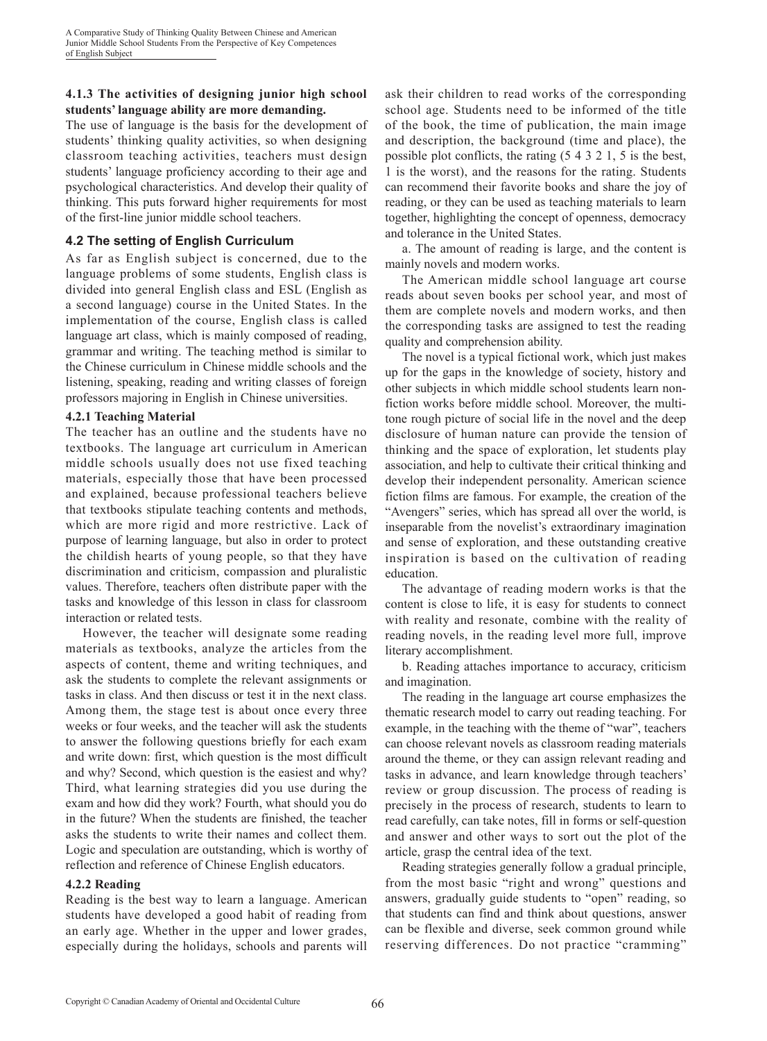#### 4.1.3 The activities of designing junior high school students' language ability are more demanding.

The use of language is the basis for the development of students' thinking quality activities, so when designing classroom teaching activities, teachers must design students' language proficiency according to their age and psychological characteristics. And develop their quality of thinking. This puts forward higher requirements for most of the first-line junior middle school teachers.

### 4.2 The setting of English Curriculum

As far as English subject is concerned, due to the language problems of some students, English class is divided into general English class and ESL (English as a second language) course in the United States. In the implementation of the course, English class is called language art class, which is mainly composed of reading, grammar and writing. The teaching method is similar to the Chinese curriculum in Chinese middle schools and the listening, speaking, reading and writing classes of foreign professors majoring in English in Chinese universities.

#### 4.2.1 Teaching Material

The teacher has an outline and the students have no textbooks. The language art curriculum in American middle schools usually does not use fixed teaching materials, especially those that have been processed and explained, because professional teachers believe that textbooks stipulate teaching contents and methods, which are more rigid and more restrictive. Lack of purpose of learning language, but also in order to protect the childish hearts of young people, so that they have discrimination and criticism, compassion and pluralistic values. Therefore, teachers often distribute paper with the tasks and knowledge of this lesson in class for classroom interaction or related tests.

However, the teacher will designate some reading materials as textbooks, analyze the articles from the aspects of content, theme and writing techniques, and ask the students to complete the relevant assignments or tasks in class. And then discuss or test it in the next class. Among them, the stage test is about once every three weeks or four weeks, and the teacher will ask the students to answer the following questions briefly for each exam and write down: first, which question is the most difficult and why? Second, which question is the easiest and why? Third, what learning strategies did you use during the exam and how did they work? Fourth, what should you do in the future? When the students are finished, the teacher asks the students to write their names and collect them. Logic and speculation are outstanding, which is worthy of reflection and reference of Chinese English educators.

#### 4.2.2 Reading

Reading is the best way to learn a language. American students have developed a good habit of reading from an early age. Whether in the upper and lower grades, especially during the holidays, schools and parents will ask their children to read works of the corresponding school age. Students need to be informed of the title of the book, the time of publication, the main image and description, the background (time and place), the possible plot conflicts, the rating (5 4 3 2 1, 5 is the best, 1 is the worst), and the reasons for the rating. Students can recommend their favorite books and share the joy of reading, or they can be used as teaching materials to learn together, highlighting the concept of openness, democracy and tolerance in the United States.

a. The amount of reading is large, and the content is mainly novels and modern works.

The American middle school language art course reads about seven books per school year, and most of them are complete novels and modern works, and then the corresponding tasks are assigned to test the reading quality and comprehension ability.

The novel is a typical fictional work, which just makes up for the gaps in the knowledge of society, history and other subjects in which middle school students learn non-fiction works before middle school. Moreover, the multi-tone rough picture of social life in the novel and the deep disclosure of human nature can provide the tension of thinking and the space of exploration, let students play association, and help to cultivate their critical thinking and develop their independent personality. American science fiction films are famous. For example, the creation of the "Avengers" series, which has spread all over the world, is inseparable from the novelist's extraordinary imagination and sense of exploration, and these outstanding creative inspiration is based on the cultivation of reading education.

The advantage of reading modern works is that the content is close to life, it is easy for students to connect with reality and resonate, combine with the reality of reading novels, in the reading level more full, improve literary accomplishment.

b. Reading attaches importance to accuracy, criticism and imagination.

The reading in the language art course emphasizes the thematic research model to carry out reading teaching. For example, in the teaching with the theme of "war", teachers can choose relevant novels as classroom reading materials around the theme, or they can assign relevant reading and tasks in advance, and learn knowledge through teachers' review or group discussion. The process of reading is precisely in the process of research, students to learn to read carefully, can take notes, fill in forms or self-question and answer and other ways to sort out the plot of the article, grasp the central idea of the text.

Reading strategies generally follow a gradual principle, from the most basic "right and wrong" questions and answers, gradually guide students to "open" reading, so that students can find and think about questions, answer can be flexible and diverse, seek common ground while reserving differences. Do not practice "cramming"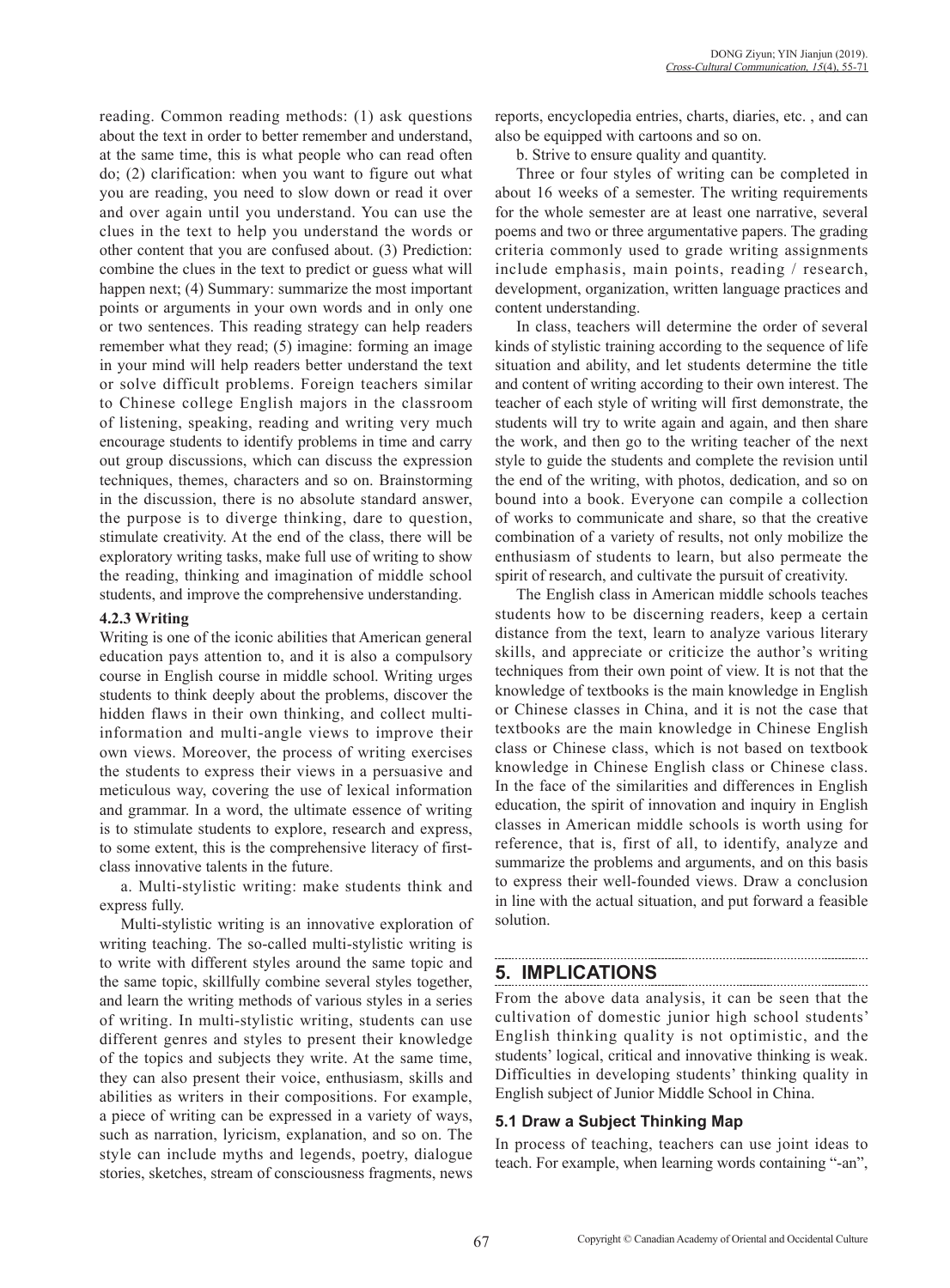reading. Common reading methods: (1) ask questions about the text in order to better remember and understand, at the same time, this is what people who can read often do; (2) clarification: when you want to figure out what you are reading, you need to slow down or read it over and over again until you understand. You can use the clues in the text to help you understand the words or other content that you are confused about. (3) Prediction: combine the clues in the text to predict or guess what will happen next; (4) Summary: summarize the most important points or arguments in your own words and in only one or two sentences. This reading strategy can help readers remember what they read; (5) imagine: forming an image in your mind will help readers better understand the text or solve difficult problems. Foreign teachers similar to Chinese college English majors in the classroom of listening, speaking, reading and writing very much encourage students to identify problems in time and carry out group discussions, which can discuss the expression techniques, themes, characters and so on. Brainstorming in the discussion, there is no absolute standard answer, the purpose is to diverge thinking, dare to question, stimulate creativity. At the end of the class, there will be exploratory writing tasks, make full use of writing to show the reading, thinking and imagination of middle school students, and improve the comprehensive understanding.

#### 4.2.3 Writing

Writing is one of the iconic abilities that American general education pays attention to, and it is also a compulsory course in English course in middle school. Writing urges students to think deeply about the problems, discover the hidden flaws in their own thinking, and collect multi-information and multi-angle views to improve their own views. Moreover, the process of writing exercises the students to express their views in a persuasive and meticulous way, covering the use of lexical information and grammar. In a word, the ultimate essence of writing is to stimulate students to explore, research and express, to some extent, this is the comprehensive literacy of first-class innovative talents in the future.

a. Multi-stylistic writing: make students think and express fully.

Multi-stylistic writing is an innovative exploration of writing teaching. The so-called multi-stylistic writing is to write with different styles around the same topic and the same topic, skillfully combine several styles together, and learn the writing methods of various styles in a series of writing. In multi-stylistic writing, students can use different genres and styles to present their knowledge of the topics and subjects they write. At the same time, they can also present their voice, enthusiasm, skills and abilities as writers in their compositions. For example, a piece of writing can be expressed in a variety of ways, such as narration, lyricism, explanation, and so on. The style can include myths and legends, poetry, dialogue stories, sketches, stream of consciousness fragments, news reports, encyclopedia entries, charts, diaries, etc. , and can also be equipped with cartoons and so on.

b. Strive to ensure quality and quantity.

Three or four styles of writing can be completed in about 16 weeks of a semester. The writing requirements for the whole semester are at least one narrative, several poems and two or three argumentative papers. The grading criteria commonly used to grade writing assignments include emphasis, main points, reading / research, development, organization, written language practices and content understanding.

In class, teachers will determine the order of several kinds of stylistic training according to the sequence of life situation and ability, and let students determine the title and content of writing according to their own interest. The teacher of each style of writing will first demonstrate, the students will try to write again and again, and then share the work, and then go to the writing teacher of the next style to guide the students and complete the revision until the end of the writing, with photos, dedication, and so on bound into a book. Everyone can compile a collection of works to communicate and share, so that the creative combination of a variety of results, not only mobilize the enthusiasm of students to learn, but also permeate the spirit of research, and cultivate the pursuit of creativity.

The English class in American middle schools teaches students how to be discerning readers, keep a certain distance from the text, learn to analyze various literary skills, and appreciate or criticize the author's writing techniques from their own point of view. It is not that the knowledge of textbooks is the main knowledge in English or Chinese classes in China, and it is not the case that textbooks are the main knowledge in Chinese English class or Chinese class, which is not based on textbook knowledge in Chinese English class or Chinese class. In the face of the similarities and differences in English education, the spirit of innovation and inquiry in English classes in American middle schools is worth using for reference, that is, first of all, to identify, analyze and summarize the problems and arguments, and on this basis to express their well-founded views. Draw a conclusion in line with the actual situation, and put forward a feasible solution.

## 5. IMPLICATIONS

From the above data analysis, it can be seen that the cultivation of domestic junior high school students' English thinking quality is not optimistic, and the students' logical, critical and innovative thinking is weak. Difficulties in developing students' thinking quality in English subject of Junior Middle School in China.

### 5.1 Draw a Subject Thinking Map

In process of teaching, teachers can use joint ideas to teach. For example, when learning words containing "-an",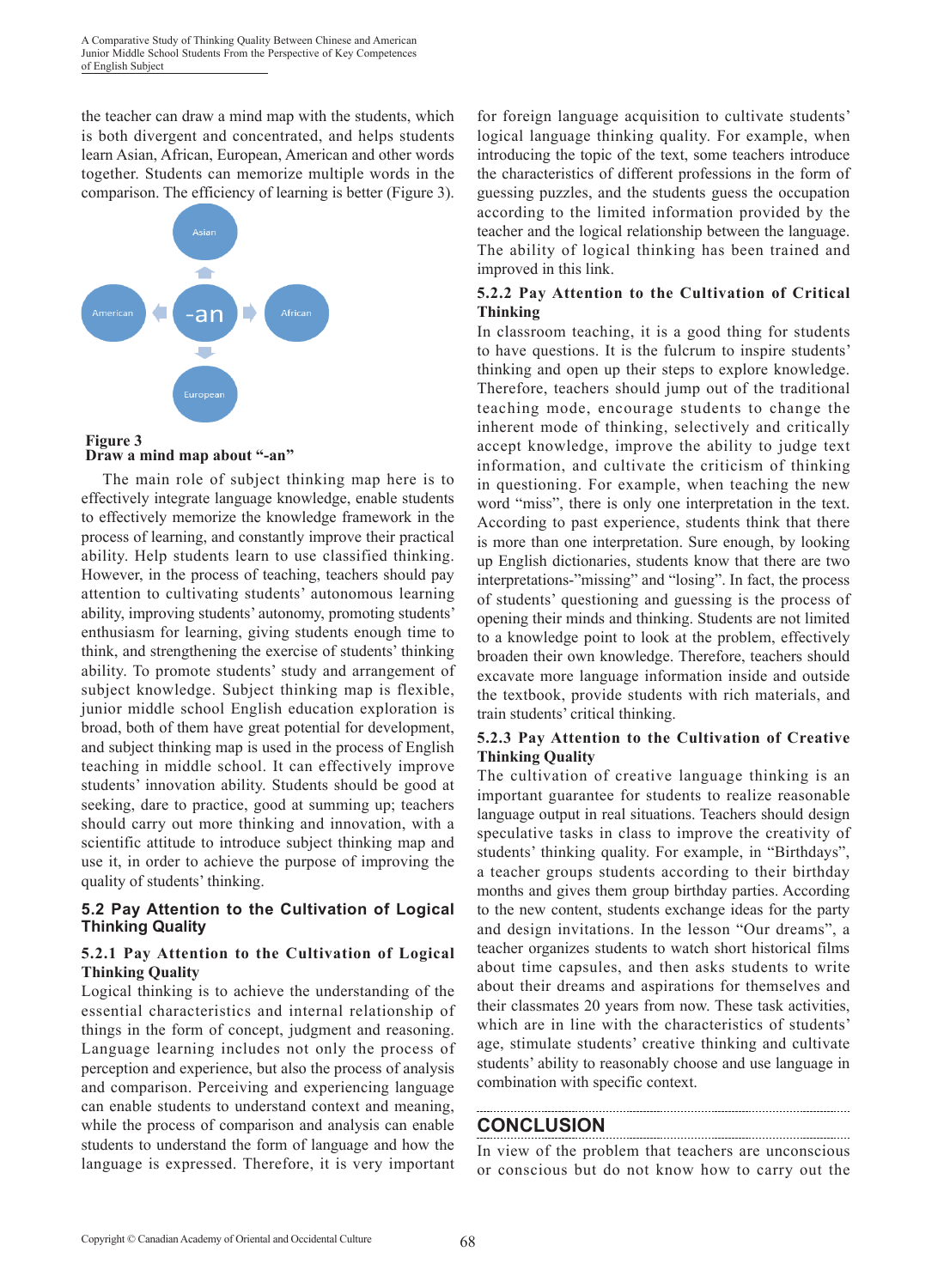the teacher can draw a mind map with the students, which is both divergent and concentrated, and helps students learn Asian, African, European, American and other words together. Students can memorize multiple words in the comparison. The efficiency of learning is better (Figure 3).

**Figure 3**
**Draw a mind map about "-an"**

The main role of subject thinking map here is to effectively integrate language knowledge, enable students to effectively memorize the knowledge framework in the process of learning, and constantly improve their practical ability. Help students learn to use classified thinking. However, in the process of teaching, teachers should pay attention to cultivating students' autonomous learning ability, improving students' autonomy, promoting students' enthusiasm for learning, giving students enough time to think, and strengthening the exercise of students' thinking ability. To promote students' study and arrangement of subject knowledge. Subject thinking map is flexible, junior middle school English education exploration is broad, both of them have great potential for development, and subject thinking map is used in the process of English teaching in middle school. It can effectively improve students' innovation ability. Students should be good at seeking, dare to practice, good at summing up; teachers should carry out more thinking and innovation, with a scientific attitude to introduce subject thinking map and use it, in order to achieve the purpose of improving the quality of students' thinking.

## 5.2 Pay Attention to the Cultivation of Logical Thinking Quality

### 5.2.1 Pay Attention to the Cultivation of Logical Thinking Quality

Logical thinking is to achieve the understanding of the essential characteristics and internal relationship of things in the form of concept, judgment and reasoning. Language learning includes not only the process of perception and experience, but also the process of analysis and comparison. Perceiving and experiencing language can enable students to understand context and meaning, while the process of comparison and analysis can enable students to understand the form of language and how the language is expressed. Therefore, it is very important for foreign language acquisition to cultivate students' logical language thinking quality. For example, when introducing the topic of the text, some teachers introduce the characteristics of different professions in the form of guessing puzzles, and the students guess the occupation according to the limited information provided by the teacher and the logical relationship between the language. The ability of logical thinking has been trained and improved in this link.

### 5.2.2 Pay Attention to the Cultivation of Critical Thinking

In classroom teaching, it is a good thing for students to have questions. It is the fulcrum to inspire students' thinking and open up their steps to explore knowledge. Therefore, teachers should jump out of the traditional teaching mode, encourage students to change the inherent mode of thinking, selectively and critically accept knowledge, improve the ability to judge text information, and cultivate the criticism of thinking in questioning. For example, when teaching the new word "miss", there is only one interpretation in the text. According to past experience, students think that there is more than one interpretation. Sure enough, by looking up English dictionaries, students know that there are two interpretations-"missing" and "losing". In fact, the process of students' questioning and guessing is the process of opening their minds and thinking. Students are not limited to a knowledge point to look at the problem, effectively broaden their own knowledge. Therefore, teachers should excavate more language information inside and outside the textbook, provide students with rich materials, and train students' critical thinking.

### 5.2.3 Pay Attention to the Cultivation of Creative Thinking Quality

The cultivation of creative language thinking is an important guarantee for students to realize reasonable language output in real situations. Teachers should design speculative tasks in class to improve the creativity of students' thinking quality. For example, in "Birthdays", a teacher groups students according to their birthday months and gives them group birthday parties. According to the new content, students exchange ideas for the party and design invitations. In the lesson "Our dreams", a teacher organizes students to watch short historical films about time capsules, and then asks students to write about their dreams and aspirations for themselves and their classmates 20 years from now. These task activities, which are in line with the characteristics of students' age, stimulate students' creative thinking and cultivate students' ability to reasonably choose and use language in combination with specific context.

## CONCLUSION

In view of the problem that teachers are unconscious or conscious but do not know how to carry out the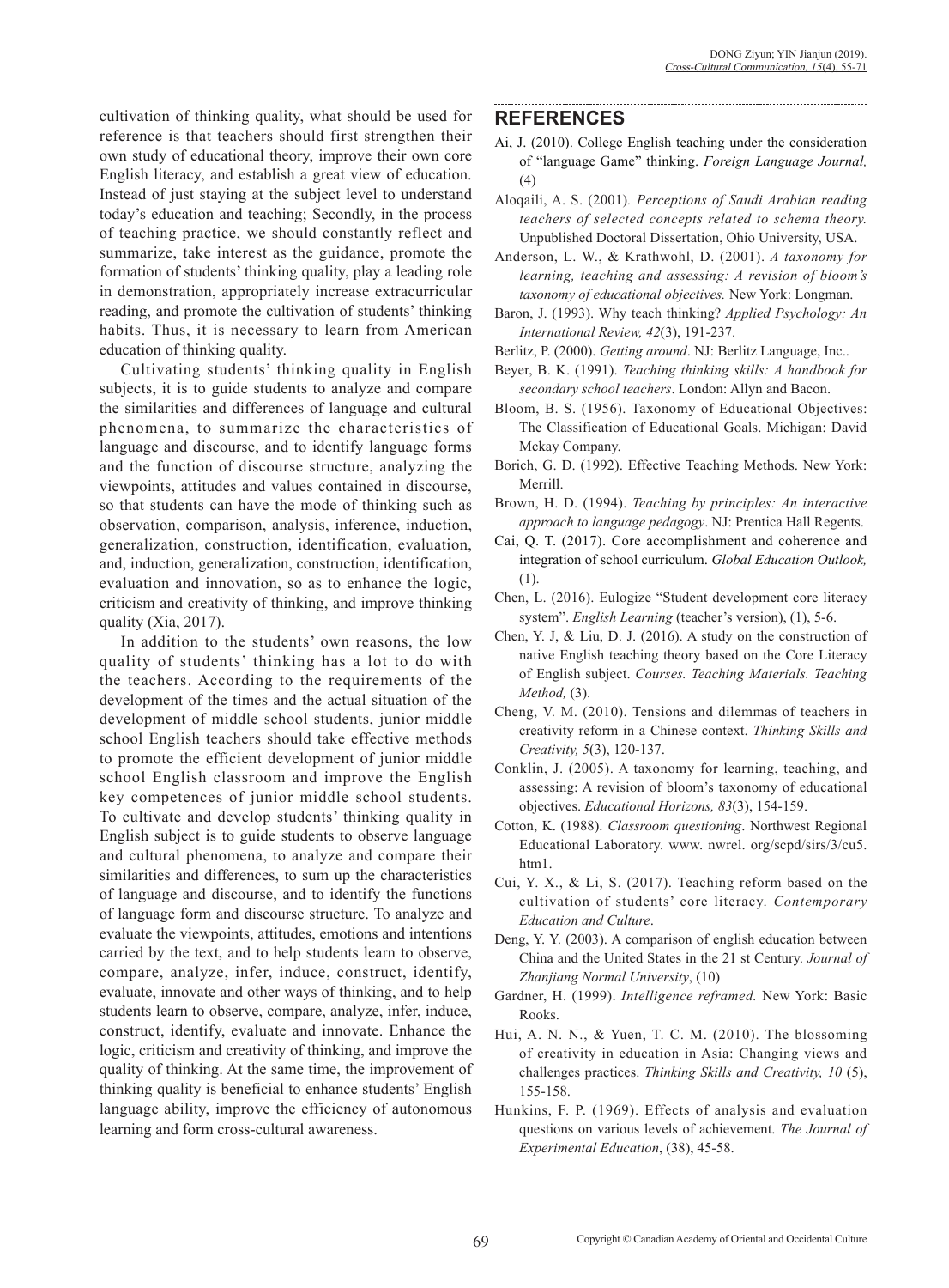cultivation of thinking quality, what should be used for reference is that teachers should first strengthen their own study of educational theory, improve their own core English literacy, and establish a great view of education. Instead of just staying at the subject level to understand today's education and teaching; Secondly, in the process of teaching practice, we should constantly reflect and summarize, take interest as the guidance, promote the formation of students' thinking quality, play a leading role in demonstration, appropriately increase extracurricular reading, and promote the cultivation of students' thinking habits. Thus, it is necessary to learn from American education of thinking quality.

Cultivating students' thinking quality in English subjects, it is to guide students to analyze and compare the similarities and differences of language and cultural phenomena, to summarize the characteristics of language and discourse, and to identify language forms and the function of discourse structure, analyzing the viewpoints, attitudes and values contained in discourse, so that students can have the mode of thinking such as observation, comparison, analysis, inference, induction, generalization, construction, identification, evaluation, and, induction, generalization, construction, identification, evaluation and innovation, so as to enhance the logic, criticism and creativity of thinking, and improve thinking quality (Xia, 2017).

In addition to the students' own reasons, the low quality of students' thinking has a lot to do with the teachers. According to the requirements of the development of the times and the actual situation of the development of middle school students, junior middle school English teachers should take effective methods to promote the efficient development of junior middle school English classroom and improve the English key competences of junior middle school students. To cultivate and develop students' thinking quality in English subject is to guide students to observe language and cultural phenomena, to analyze and compare their similarities and differences, to sum up the characteristics of language and discourse, and to identify the functions of language form and discourse structure. To analyze and evaluate the viewpoints, attitudes, emotions and intentions carried by the text, and to help students learn to observe, compare, analyze, infer, induce, construct, identify, evaluate, innovate and other ways of thinking, and to help students learn to observe, compare, analyze, infer, induce, construct, identify, evaluate and innovate. Enhance the logic, criticism and creativity of thinking, and improve the quality of thinking. At the same time, the improvement of thinking quality is beneficial to enhance students' English language ability, improve the efficiency of autonomous learning and form cross-cultural awareness.

## REFERENCES

Ai, J. (2010). College English teaching under the consideration of "language Game" thinking. *Foreign Language Journal,* (4)

Aloqaili, A. S. (2001). *Perceptions of Saudi Arabian reading teachers of selected concepts related to schema theory.* Unpublished Doctoral Dissertation, Ohio University, USA.

Anderson, L. W., & Krathwohl, D. (2001). *A taxonomy for learning, teaching and assessing: A revision of bloom's taxonomy of educational objectives.* New York: Longman.

Baron, J. (1993). Why teach thinking? *Applied Psychology: An International Review, 42*(3), 191-237.

Berlitz, P. (2000). *Getting around*. NJ: Berlitz Language, Inc..

Beyer, B. K. (1991). *Teaching thinking skills: A handbook for secondary school teachers*. London: Allyn and Bacon.

Bloom, B. S. (1956). Taxonomy of Educational Objectives: The Classification of Educational Goals. Michigan: David Mckay Company.

Borich, G. D. (1992). Effective Teaching Methods. New York: Merrill.

Brown, H. D. (1994). *Teaching by principles: An interactive approach to language pedagogy*. NJ: Prentica Hall Regents.

Cai, Q. T. (2017). Core accomplishment and coherence and integration of school curriculum. *Global Education Outlook,* (1).

Chen, L. (2016). Eulogize "Student development core literacy system". *English Learning* (teacher's version), (1), 5-6.

Chen, Y. J, & Liu, D. J. (2016). A study on the construction of native English teaching theory based on the Core Literacy of English subject. *Courses. Teaching Materials. Teaching Method,* (3).

Cheng, V. M. (2010). Tensions and dilemmas of teachers in creativity reform in a Chinese context. *Thinking Skills and Creativity, 5*(3), 120-137.

Conklin, J. (2005). A taxonomy for learning, teaching, and assessing: A revision of bloom's taxonomy of educational objectives. *Educational Horizons, 83*(3), 154-159.

Cotton, K. (1988). *Classroom questioning*. Northwest Regional Educational Laboratory. www. nwrel. org/scpd/sirs/3/cu5. htm1.

Cui, Y. X., & Li, S. (2017). Teaching reform based on the cultivation of students' core literacy. *Contemporary Education and Culture*.

Deng, Y. Y. (2003). A comparison of english education between China and the United States in the 21 st Century. *Journal of Zhanjiang Normal University*, (10)

Gardner, H. (1999). *Intelligence reframed.* New York: Basic Rooks.

Hui, A. N. N., & Yuen, T. C. M. (2010). The blossoming of creativity in education in Asia: Changing views and challenges practices. *Thinking Skills and Creativity, 10* (5), 155-158.

Hunkins, F. P. (1969). Effects of analysis and evaluation questions on various levels of achievement. *The Journal of Experimental Education*, (38), 45-58.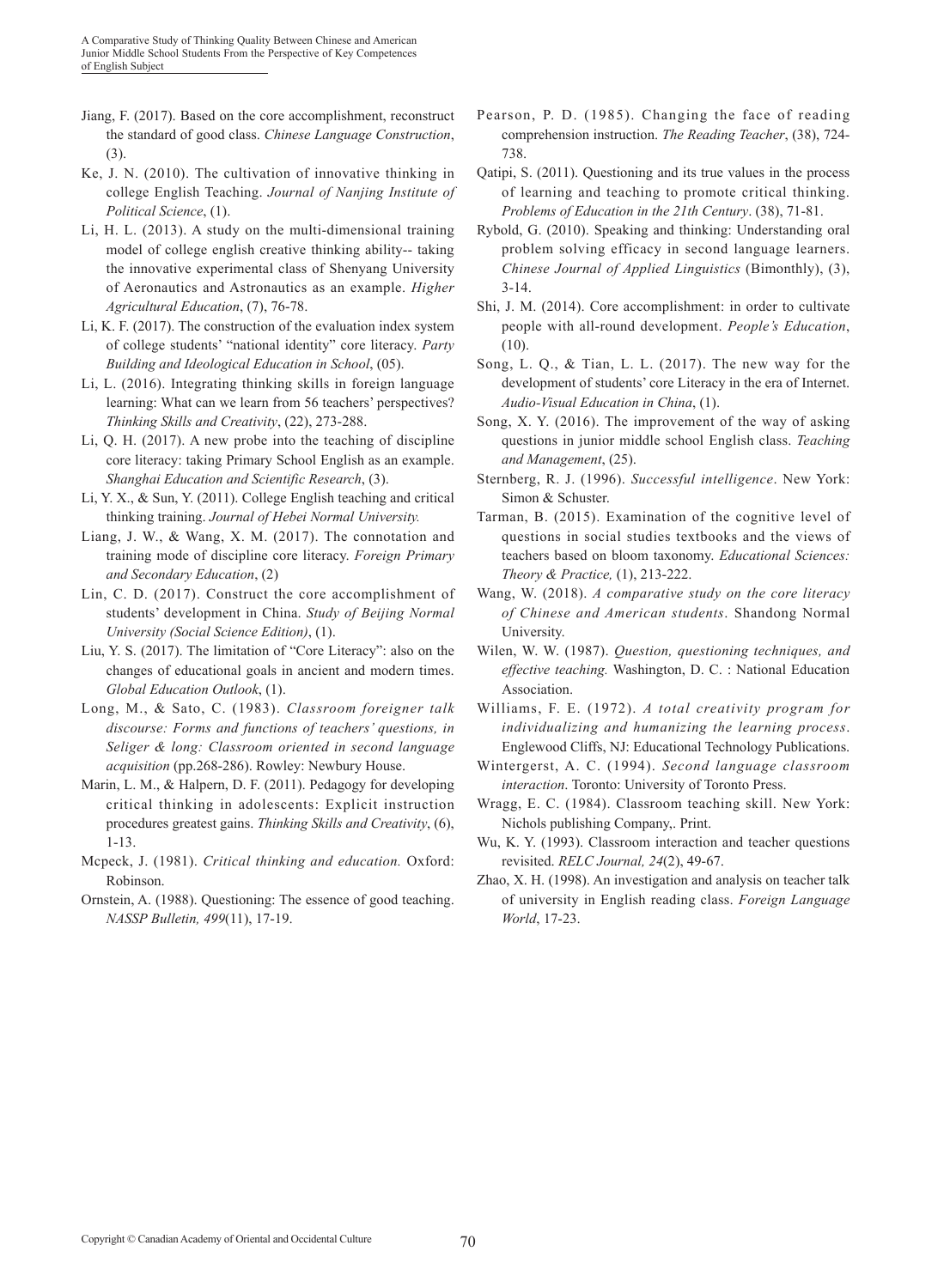Jiang, F. (2017). Based on the core accomplishment, reconstruct the standard of good class. *Chinese Language Construction*, (3).

Ke, J. N. (2010). The cultivation of innovative thinking in college English Teaching. *Journal of Nanjing Institute of Political Science*, (1).

Li, H. L. (2013). A study on the multi-dimensional training model of college english creative thinking ability-- taking the innovative experimental class of Shenyang University of Aeronautics and Astronautics as an example. *Higher Agricultural Education*, (7), 76-78.

Li, K. F. (2017). The construction of the evaluation index system of college students' "national identity" core literacy. *Party Building and Ideological Education in School*, (05).

Li, L. (2016). Integrating thinking skills in foreign language learning: What can we learn from 56 teachers' perspectives? *Thinking Skills and Creativity*, (22), 273-288.

Li, Q. H. (2017). A new probe into the teaching of discipline core literacy: taking Primary School English as an example. *Shanghai Education and Scientific Research*, (3).

Li, Y. X., & Sun, Y. (2011). College English teaching and critical thinking training. *Journal of Hebei Normal University.*

Liang, J. W., & Wang, X. M. (2017). The connotation and training mode of discipline core literacy. *Foreign Primary and Secondary Education*, (2)

Lin, C. D. (2017). Construct the core accomplishment of students' development in China. *Study of Beijing Normal University (Social Science Edition)*, (1).

Liu, Y. S. (2017). The limitation of "Core Literacy": also on the changes of educational goals in ancient and modern times. *Global Education Outlook*, (1).

Long, M., & Sato, C. (1983). *Classroom foreigner talk discourse: Forms and functions of teachers' questions, in Seliger & long: Classroom oriented in second language acquisition* (pp.268-286). Rowley: Newbury House.

Marin, L. M., & Halpern, D. F. (2011). Pedagogy for developing critical thinking in adolescents: Explicit instruction procedures greatest gains. *Thinking Skills and Creativity*, (6), 1-13.

Mcpeck, J. (1981). *Critical thinking and education.* Oxford: Robinson.

Ornstein, A. (1988). Questioning: The essence of good teaching. *NASSP Bulletin, 499*(11), 17-19.

Pearson, P. D. (1985). Changing the face of reading comprehension instruction. *The Reading Teacher*, (38), 724-738.

Qatipi, S. (2011). Questioning and its true values in the process of learning and teaching to promote critical thinking. *Problems of Education in the 21th Century*. (38), 71-81.

Rybold, G. (2010). Speaking and thinking: Understanding oral problem solving efficacy in second language learners. *Chinese Journal of Applied Linguistics* (Bimonthly), (3), 3-14.

Shi, J. M. (2014). Core accomplishment: in order to cultivate people with all-round development. *People's Education*, (10).

Song, L. Q., & Tian, L. L. (2017). The new way for the development of students' core Literacy in the era of Internet. *Audio-Visual Education in China*, (1).

Song, X. Y. (2016). The improvement of the way of asking questions in junior middle school English class. *Teaching and Management*, (25).

Sternberg, R. J. (1996). *Successful intelligence*. New York: Simon & Schuster.

Tarman, B. (2015). Examination of the cognitive level of questions in social studies textbooks and the views of teachers based on bloom taxonomy. *Educational Sciences: Theory & Practice,* (1), 213-222.

Wang, W. (2018). *A comparative study on the core literacy of Chinese and American students*. Shandong Normal University.

Wilen, W. W. (1987). *Question, questioning techniques, and effective teaching.* Washington, D. C. : National Education Association.

Williams, F. E. (1972). *A total creativity program for individualizing and humanizing the learning process*. Englewood Cliffs, NJ: Educational Technology Publications.

Wintergerst, A. C. (1994). *Second language classroom interaction*. Toronto: University of Toronto Press.

Wragg, E. C. (1984). Classroom teaching skill. New York: Nichols publishing Company,. Print.

Wu, K. Y. (1993). Classroom interaction and teacher questions revisited. *RELC Journal, 24*(2), 49-67.

Zhao, X. H. (1998). An investigation and analysis on teacher talk of university in English reading class. *Foreign Language World*, 17-23.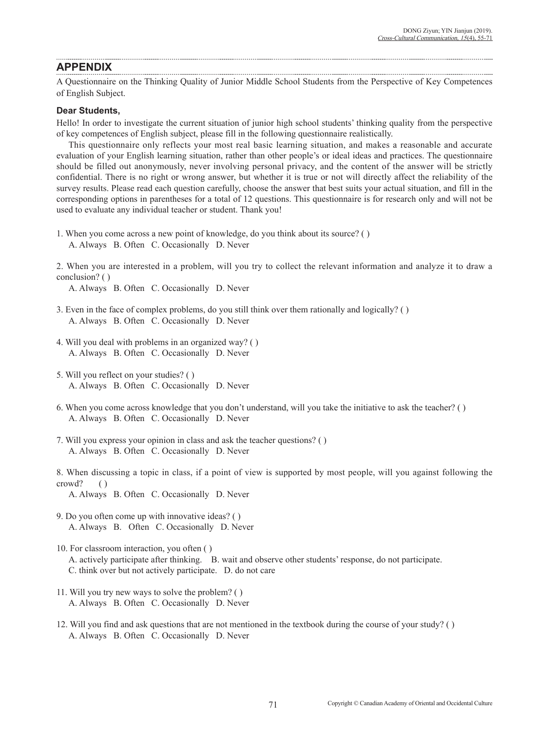## APPENDIX

A Questionnaire on the Thinking Quality of Junior Middle School Students from the Perspective of Key Competences of English Subject.

**Dear Students,**

Hello! In order to investigate the current situation of junior high school students' thinking quality from the perspective of key competences of English subject, please fill in the following questionnaire realistically.

This questionnaire only reflects your most real basic learning situation, and makes a reasonable and accurate evaluation of your English learning situation, rather than other people's or ideal ideas and practices. The questionnaire should be filled out anonymously, never involving personal privacy, and the content of the answer will be strictly confidential. There is no right or wrong answer, but whether it is true or not will directly affect the reliability of the survey results. Please read each question carefully, choose the answer that best suits your actual situation, and fill in the corresponding options in parentheses for a total of 12 questions. This questionnaire is for research only and will not be used to evaluate any individual teacher or student. Thank you!

1. When you come across a new point of knowledge, do you think about its source? ( )
   A. Always B. Often C. Occasionally D. Never

2. When you are interested in a problem, will you try to collect the relevant information and analyze it to draw a conclusion? ( )
   A. Always B. Often C. Occasionally D. Never

3. Even in the face of complex problems, do you still think over them rationally and logically? ( )
   A. Always B. Often C. Occasionally D. Never

4. Will you deal with problems in an organized way? ( )
   A. Always B. Often C. Occasionally D. Never

5. Will you reflect on your studies? ( )
   A. Always B. Often C. Occasionally D. Never

6. When you come across knowledge that you don't understand, will you take the initiative to ask the teacher? ( )
   A. Always B. Often C. Occasionally D. Never

7. Will you express your opinion in class and ask the teacher questions? ( )
   A. Always B. Often C. Occasionally D. Never

8. When discussing a topic in class, if a point of view is supported by most people, will you against following the crowd? ( )
   A. Always B. Often C. Occasionally D. Never

9. Do you often come up with innovative ideas? ( )
   A. Always B. Often C. Occasionally D. Never

10. For classroom interaction, you often ( )
    A. actively participate after thinking. B. wait and observe other students' response, do not participate.
    C. think over but not actively participate. D. do not care

11. Will you try new ways to solve the problem? ( )
    A. Always B. Often C. Occasionally D. Never

12. Will you find and ask questions that are not mentioned in the textbook during the course of your study? ( )
    A. Always B. Often C. Occasionally D. Never